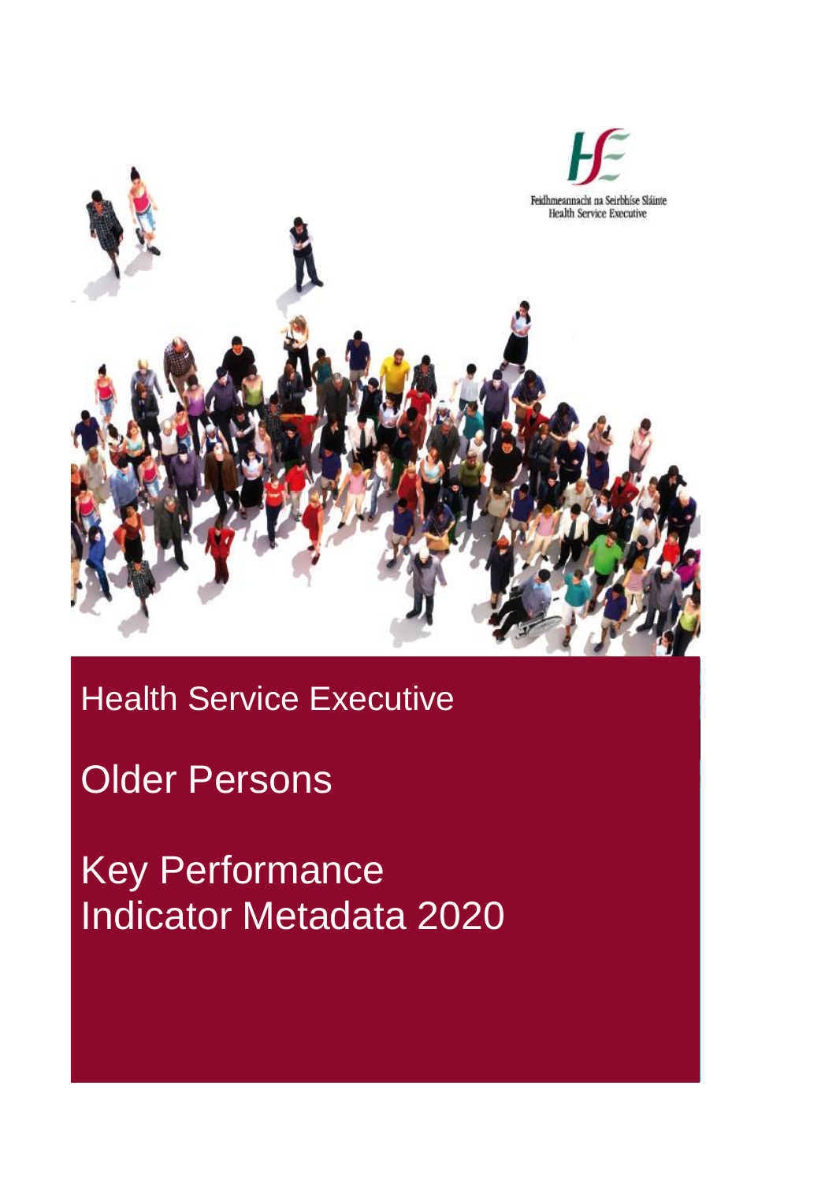Feidhmeannacht na Seirbhíse Sláinte
Health Service Executive

Health Service Executive

# Older Persons

# Key Performance Indicator Metadata 2020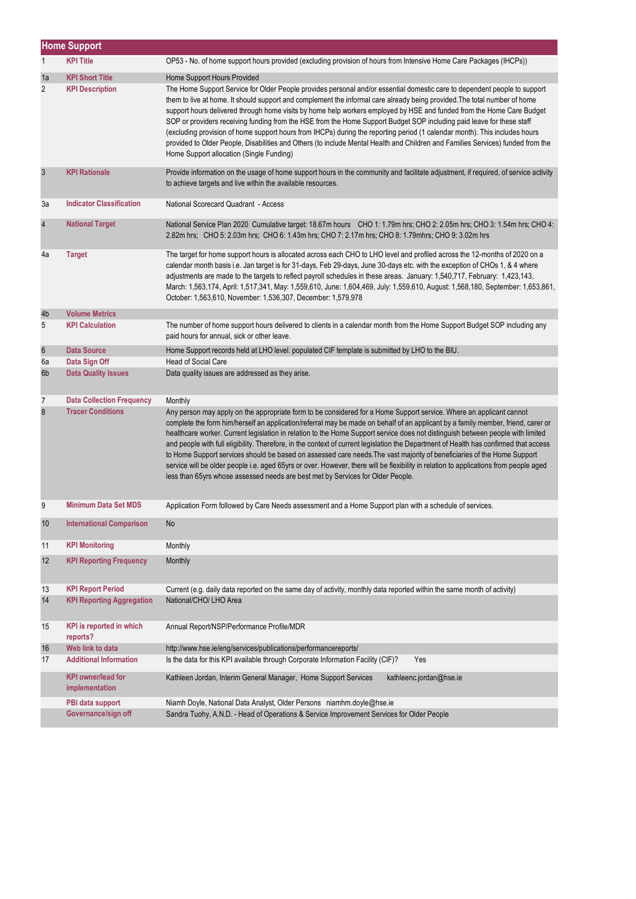## Home Support

| | | |
|---|---|---|
| 1 | **KPI Title** | OP53 - No. of home support hours provided (excluding provision of hours from Intensive Home Care Packages (IHCPs)) |
| 1a | **KPI Short Title** | Home Support Hours Provided |
| 2 | **KPI Description** | The Home Support Service for Older People provides personal and/or essential domestic care to dependent people to support them to live at home. It should support and complement the informal care already being provided.The total number of home support hours delivered through home visits by home help workers employed by HSE and funded from the Home Care Budget SOP or providers receiving funding from the HSE from the Home Support Budget SOP including paid leave for these staff (excluding provision of home support hours from IHCPs) during the reporting period (1 calendar month). This includes hours provided to Older People, Disabilities and Others (to include Mental Health and Children and Families Services) funded from the Home Support allocation (Single Funding) |
| 3 | **KPI Rationale** | Provide information on the usage of home support hours in the community and facilitate adjustment, if required, of service activity to achieve targets and live within the available resources. |
| 3a | **Indicator Classification** | National Scorecard Quadrant - Access |
| 4 | **National Target** | National Service Plan 2020 Cumulative target: 18.67m hours CHO 1: 1.79m hrs; CHO 2: 2.05m hrs; CHO 3: 1.54m hrs; CHO 4: 2.82m hrs; CHO 5: 2.03m hrs; CHO 6: 1.43m hrs; CHO 7: 2.17m hrs; CHO 8: 1.79mhrs; CHO 9: 3.02m hrs |
| 4a | **Target** | The target for home support hours is allocated across each CHO to LHO level and profiled across the 12-months of 2020 on a calendar month basis i.e. Jan target is for 31-days, Feb 29-days, June 30-days etc. with the exception of CHOs 1, & 4 where adjustments are made to the targets to reflect payroll schedules in these areas. January: 1,540,717, February: 1,423,143, March: 1,563,174, April: 1,517,341, May: 1,559,610, June: 1,604,469, July: 1,559,610, August: 1,568,180, September: 1,653,861, October: 1,563,610, November: 1,536,307, December: 1,579,978 |
| 4b | **Volume Metrics** | |
| 5 | **KPI Calculation** | The number of home support hours delivered to clients in a calendar month from the Home Support Budget SOP including any paid hours for annual, sick or other leave. |
| 6 | **Data Source** | Home Support records held at LHO level. populated CIF template is submitted by LHO to the BIU. |
| 6a | **Data Sign Off** | Head of Social Care |
| 6b | **Data Quality Issues** | Data quality issues are addressed as they arise. |
| 7 | **Data Collection Frequency** | Monthly |
| 8 | **Tracer Conditions** | Any person may apply on the appropriate form to be considered for a Home Support service. Where an applicant cannot complete the form him/herself an application/referral may be made on behalf of an applicant by a family member, friend, carer or healthcare worker. Current legislation in relation to the Home Support service does not distinguish between people with limited and people with full eligibility. Therefore, in the context of current legislation the Department of Health has confirmed that access to Home Support services should be based on assessed care needs.The vast majority of beneficiaries of the Home Support service will be older people i.e. aged 65yrs or over. However, there will be flexibility in relation to applications from people aged less than 65yrs whose assessed needs are best met by Services for Older People. |
| 9 | **Minimum Data Set MDS** | Application Form followed by Care Needs assessment and a Home Support plan with a schedule of services. |
| 10 | **International Comparison** | No |
| 11 | **KPI Monitoring** | Monthly |
| 12 | **KPI Reporting Frequency** | Monthly |
| 13 | **KPI Report Period** | Current (e.g. daily data reported on the same day of activity, monthly data reported within the same month of activity) |
| 14 | **KPI Reporting Aggregation** | National/CHO/ LHO Area |
| 15 | **KPI is reported in which reports?** | Annual Report/NSP/Performance Profile/MDR |
| 16 | **Web link to data** | http://www.hse.ie/eng/services/publications/performancereports/ |
| 17 | **Additional Information** | Is the data for this KPI available through Corporate Information Facility (CIF)? Yes |
| | **KPI owner/lead for implementation** | Kathleen Jordan, Interim General Manager, Home Support Services kathleenc.jordan@hse.ie |
| | **PBI data support** | Niamh Doyle, National Data Analyst, Older Persons niamhm.doyle@hse.ie |
| | **Governance/sign off** | Sandra Tuohy, A.N.D. - Head of Operations & Service Improvement Services for Older People |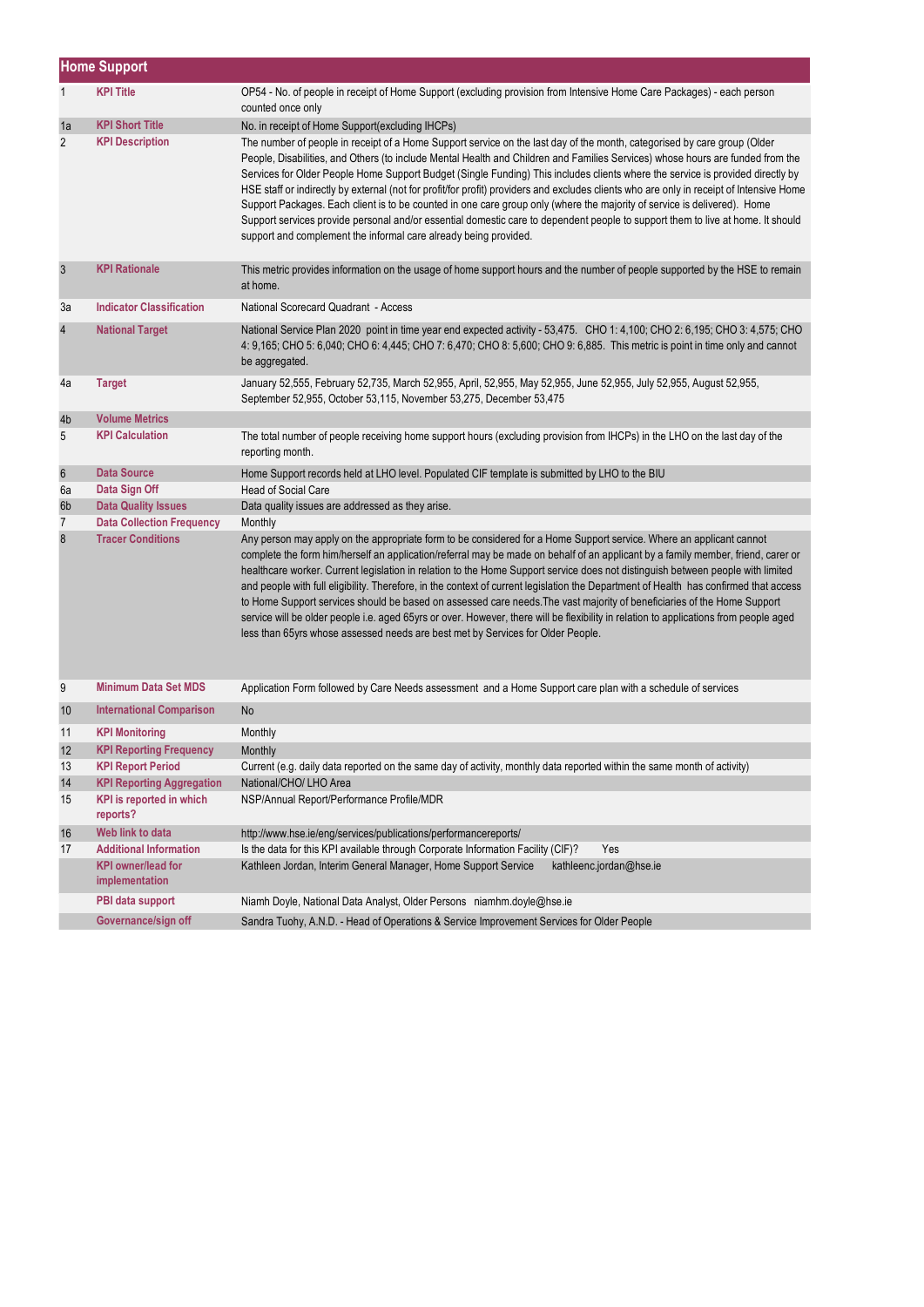| Home Support | | |
|---|---|---|
| 1 | KPI Title | OP54 - No. of people in receipt of Home Support (excluding provision from Intensive Home Care Packages) - each person counted once only |
| 1a | KPI Short Title | No. in receipt of Home Support(excluding IHCPs) |
| 2 | KPI Description | The number of people in receipt of a Home Support service on the last day of the month, categorised by care group (Older People, Disabilities, and Others (to include Mental Health and Children and Families Services) whose hours are funded from the Services for Older People Home Support Budget (Single Funding) This includes clients where the service is provided directly by HSE staff or indirectly by external (not for profit/for profit) providers and excludes clients who are only in receipt of Intensive Home Support Packages. Each client is to be counted in one care group only (where the majority of service is delivered). Home Support services provide personal and/or essential domestic care to dependent people to support them to live at home. It should support and complement the informal care already being provided. |
| 3 | KPI Rationale | This metric provides information on the usage of home support hours and the number of people supported by the HSE to remain at home. |
| 3a | Indicator Classification | National Scorecard Quadrant - Access |
| 4 | National Target | National Service Plan 2020 point in time year end expected activity - 53,475. CHO 1: 4,100; CHO 2: 6,195; CHO 3: 4,575; CHO 4: 9,165; CHO 5: 6,040; CHO 6: 4,445; CHO 7: 6,470; CHO 8: 5,600; CHO 9: 6,885. This metric is point in time only and cannot be aggregated. |
| 4a | Target | January 52,555, February 52,735, March 52,955, April, 52,955, May 52,955, June 52,955, July 52,955, August 52,955, September 52,955, October 53,115, November 53,275, December 53,475 |
| 4b | Volume Metrics | |
| 5 | KPI Calculation | The total number of people receiving home support hours (excluding provision from IHCPs) in the LHO on the last day of the reporting month. |
| 6 | Data Source | Home Support records held at LHO level. Populated CIF template is submitted by LHO to the BIU |
| 6a | Data Sign Off | Head of Social Care |
| 6b | Data Quality Issues | Data quality issues are addressed as they arise. |
| 7 | Data Collection Frequency | Monthly |
| 8 | Tracer Conditions | Any person may apply on the appropriate form to be considered for a Home Support service. Where an applicant cannot complete the form him/herself an application/referral may be made on behalf of an applicant by a family member, friend, carer or healthcare worker. Current legislation in relation to the Home Support service does not distinguish between people with limited and people with full eligibility. Therefore, in the context of current legislation the Department of Health has confirmed that access to Home Support services should be based on assessed care needs.The vast majority of beneficiaries of the Home Support service will be older people i.e. aged 65yrs or over. However, there will be flexibility in relation to applications from people aged less than 65yrs whose assessed needs are best met by Services for Older People. |
| 9 | Minimum Data Set MDS | Application Form followed by Care Needs assessment and a Home Support care plan with a schedule of services |
| 10 | International Comparison | No |
| 11 | KPI Monitoring | Monthly |
| 12 | KPI Reporting Frequency | Monthly |
| 13 | KPI Report Period | Current (e.g. daily data reported on the same day of activity, monthly data reported within the same month of activity) |
| 14 | KPI Reporting Aggregation | National/CHO/ LHO Area |
| 15 | KPI is reported in which reports? | NSP/Annual Report/Performance Profile/MDR |
| 16 | Web link to data | http://www.hse.ie/eng/services/publications/performancereports/ |
| 17 | Additional Information | Is the data for this KPI available through Corporate Information Facility (CIF)? Yes |
| | KPI owner/lead for implementation | Kathleen Jordan, Interim General Manager, Home Support Service kathleenc.jordan@hse.ie |
| | PBI data support | Niamh Doyle, National Data Analyst, Older Persons niamhm.doyle@hse.ie |
| | Governance/sign off | Sandra Tuohy, A.N.D. - Head of Operations & Service Improvement Services for Older People |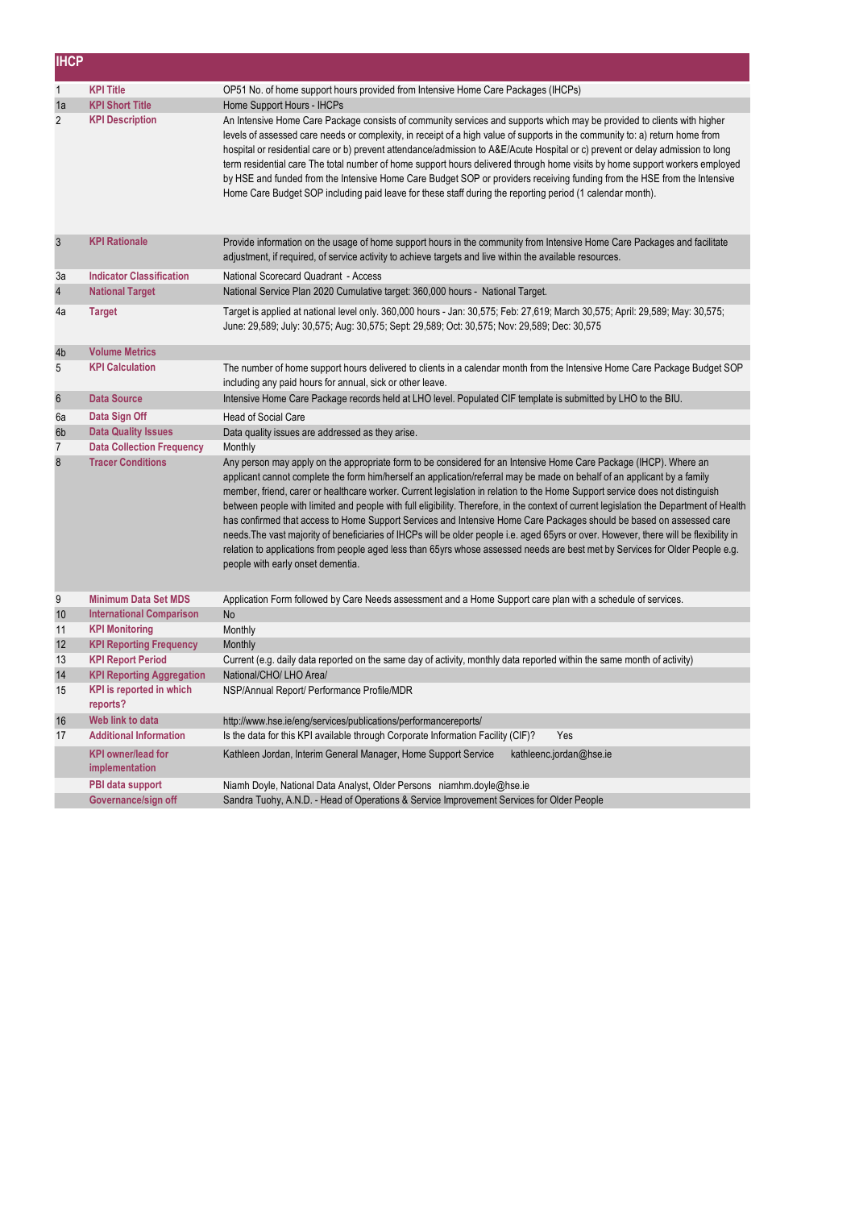| IHCP | | |
|---|---|---|
| 1 | KPI Title | OP51 No. of home support hours provided from Intensive Home Care Packages (IHCPs) |
| 1a | KPI Short Title | Home Support Hours - IHCPs |
| 2 | KPI Description | An Intensive Home Care Package consists of community services and supports which may be provided to clients with higher levels of assessed care needs or complexity, in receipt of a high value of supports in the community to: a) return home from hospital or residential care or b) prevent attendance/admission to A&E/Acute Hospital or c) prevent or delay admission to long term residential care The total number of home support hours delivered through home visits by home support workers employed by HSE and funded from the Intensive Home Care Budget SOP or providers receiving funding from the HSE from the Intensive Home Care Budget SOP including paid leave for these staff during the reporting period (1 calendar month). |
| 3 | KPI Rationale | Provide information on the usage of home support hours in the community from Intensive Home Care Packages and facilitate adjustment, if required, of service activity to achieve targets and live within the available resources. |
| 3a | Indicator Classification | National Scorecard Quadrant - Access |
| 4 | National Target | National Service Plan 2020 Cumulative target: 360,000 hours - National Target. |
| 4a | Target | Target is applied at national level only. 360,000 hours - Jan: 30,575; Feb: 27,619; March 30,575; April: 29,589; May: 30,575; June: 29,589; July: 30,575; Aug: 30,575; Sept: 29,589; Oct: 30,575; Nov: 29,589; Dec: 30,575 |
| 4b | Volume Metrics | |
| 5 | KPI Calculation | The number of home support hours delivered to clients in a calendar month from the Intensive Home Care Package Budget SOP including any paid hours for annual, sick or other leave. |
| 6 | Data Source | Intensive Home Care Package records held at LHO level. Populated CIF template is submitted by LHO to the BIU. |
| 6a | Data Sign Off | Head of Social Care |
| 6b | Data Quality Issues | Data quality issues are addressed as they arise. |
| 7 | Data Collection Frequency | Monthly |
| 8 | Tracer Conditions | Any person may apply on the appropriate form to be considered for an Intensive Home Care Package (IHCP). Where an applicant cannot complete the form him/herself an application/referral may be made on behalf of an applicant by a family member, friend, carer or healthcare worker. Current legislation in relation to the Home Support service does not distinguish between people with limited and people with full eligibility. Therefore, in the context of current legislation the Department of Health has confirmed that access to Home Support Services and Intensive Home Care Packages should be based on assessed care needs.The vast majority of beneficiaries of IHCPs will be older people i.e. aged 65yrs or over. However, there will be flexibility in relation to applications from people aged less than 65yrs whose assessed needs are best met by Services for Older People e.g. people with early onset dementia. |
| 9 | Minimum Data Set MDS | Application Form followed by Care Needs assessment and a Home Support care plan with a schedule of services. |
| 10 | International Comparison | No |
| 11 | KPI Monitoring | Monthly |
| 12 | KPI Reporting Frequency | Monthly |
| 13 | KPI Report Period | Current (e.g. daily data reported on the same day of activity, monthly data reported within the same month of activity) |
| 14 | KPI Reporting Aggregation | National/CHO/ LHO Area/ |
| 15 | KPI is reported in which reports? | NSP/Annual Report/ Performance Profile/MDR |
| 16 | Web link to data | http://www.hse.ie/eng/services/publications/performancereports/ |
| 17 | Additional Information | Is the data for this KPI available through Corporate Information Facility (CIF)? Yes |
| | KPI owner/lead for implementation | Kathleen Jordan, Interim General Manager, Home Support Service kathleenc.jordan@hse.ie |
| | PBI data support | Niamh Doyle, National Data Analyst, Older Persons niamhm.doyle@hse.ie |
| | Governance/sign off | Sandra Tuohy, A.N.D. - Head of Operations & Service Improvement Services for Older People |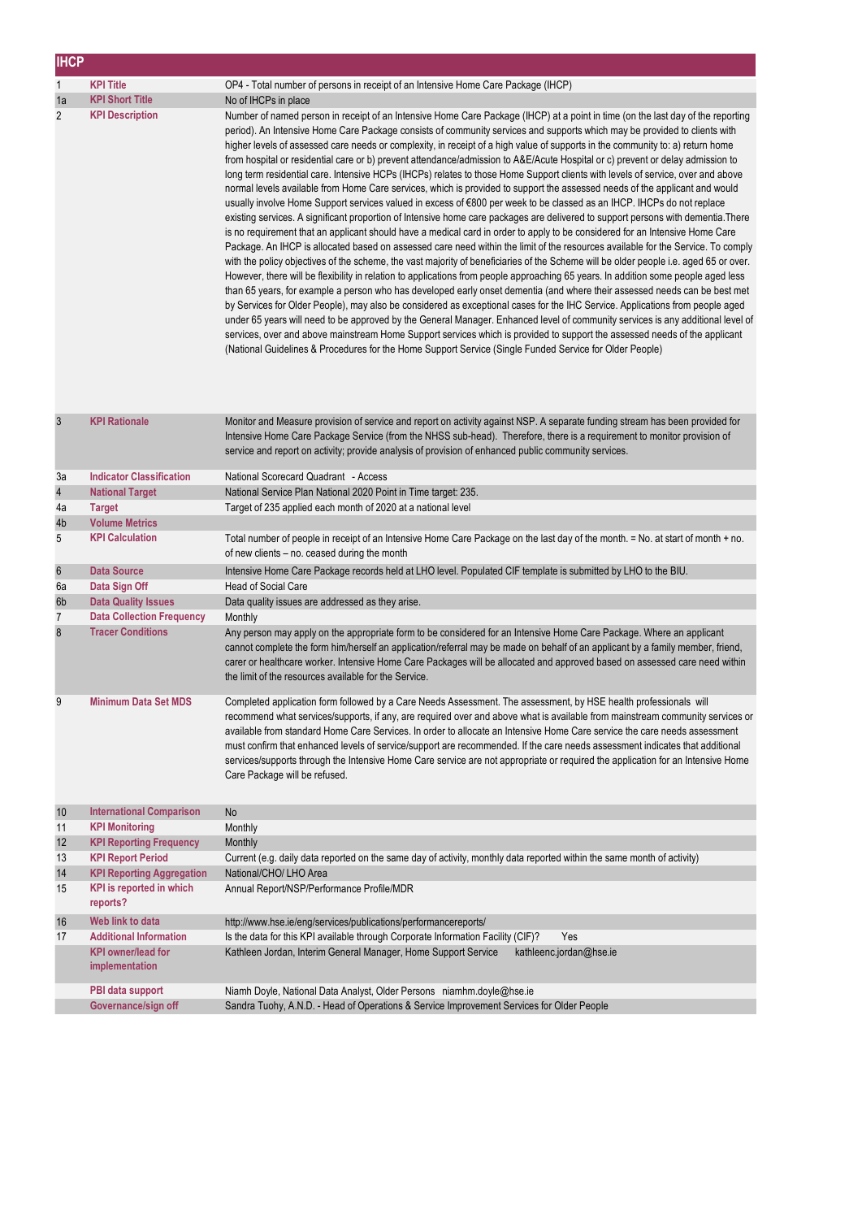## IHCP

| | | |
|---|---|---|
| 1 | **KPI Title** | OP4 - Total number of persons in receipt of an Intensive Home Care Package (IHCP) |
| 1a | **KPI Short Title** | No of IHCPs in place |
| 2 | **KPI Description** | Number of named person in receipt of an Intensive Home Care Package (IHCP) at a point in time (on the last day of the reporting period). An Intensive Home Care Package consists of community services and supports which may be provided to clients with higher levels of assessed care needs or complexity, in receipt of a high value of supports in the community to: a) return home from hospital or residential care or b) prevent attendance/admission to A&E/Acute Hospital or c) prevent or delay admission to long term residential care. Intensive HCPs (IHCPs) relates to those Home Support clients with levels of service, over and above normal levels available from Home Care services, which is provided to support the assessed needs of the applicant and would usually involve Home Support services valued in excess of €800 per week to be classed as an IHCP. IHCPs do not replace existing services. A significant proportion of Intensive home care packages are delivered to support persons with dementia.There is no requirement that an applicant should have a medical card in order to apply to be considered for an Intensive Home Care Package. An IHCP is allocated based on assessed care need within the limit of the resources available for the Service. To comply with the policy objectives of the scheme, the vast majority of beneficiaries of the Scheme will be older people i.e. aged 65 or over. However, there will be flexibility in relation to applications from people approaching 65 years. In addition some people aged less than 65 years, for example a person who has developed early onset dementia (and where their assessed needs can be best met by Services for Older People), may also be considered as exceptional cases for the IHC Service. Applications from people aged under 65 years will need to be approved by the General Manager. Enhanced level of community services is any additional level of services, over and above mainstream Home Support services which is provided to support the assessed needs of the applicant (National Guidelines & Procedures for the Home Support Service (Single Funded Service for Older People) |
| 3 | **KPI Rationale** | Monitor and Measure provision of service and report on activity against NSP. A separate funding stream has been provided for Intensive Home Care Package Service (from the NHSS sub-head). Therefore, there is a requirement to monitor provision of service and report on activity; provide analysis of provision of enhanced public community services. |
| 3a | **Indicator Classification** | National Scorecard Quadrant - Access |
| 4 | **National Target** | National Service Plan National 2020 Point in Time target: 235. |
| 4a | **Target** | Target of 235 applied each month of 2020 at a national level |
| 4b | **Volume Metrics** | |
| 5 | **KPI Calculation** | Total number of people in receipt of an Intensive Home Care Package on the last day of the month. = No. at start of month + no. of new clients – no. ceased during the month |
| 6 | **Data Source** | Intensive Home Care Package records held at LHO level. Populated CIF template is submitted by LHO to the BIU. |
| 6a | **Data Sign Off** | Head of Social Care |
| 6b | **Data Quality Issues** | Data quality issues are addressed as they arise. |
| 7 | **Data Collection Frequency** | Monthly |
| 8 | **Tracer Conditions** | Any person may apply on the appropriate form to be considered for an Intensive Home Care Package. Where an applicant cannot complete the form him/herself an application/referral may be made on behalf of an applicant by a family member, friend, carer or healthcare worker. Intensive Home Care Packages will be allocated and approved based on assessed care need within the limit of the resources available for the Service. |
| 9 | **Minimum Data Set MDS** | Completed application form followed by a Care Needs Assessment. The assessment, by HSE health professionals will recommend what services/supports, if any, are required over and above what is available from mainstream community services or available from standard Home Care Services. In order to allocate an Intensive Home Care service the care needs assessment must confirm that enhanced levels of service/support are recommended. If the care needs assessment indicates that additional services/supports through the Intensive Home Care service are not appropriate or required the application for an Intensive Home Care Package will be refused. |
| 10 | **International Comparison** | No |
| 11 | **KPI Monitoring** | Monthly |
| 12 | **KPI Reporting Frequency** | Monthly |
| 13 | **KPI Report Period** | Current (e.g. daily data reported on the same day of activity, monthly data reported within the same month of activity) |
| 14 | **KPI Reporting Aggregation** | National/CHO/ LHO Area |
| 15 | **KPI is reported in which reports?** | Annual Report/NSP/Performance Profile/MDR |
| 16 | **Web link to data** | http://www.hse.ie/eng/services/publications/performancereports/ |
| 17 | **Additional Information** | Is the data for this KPI available through Corporate Information Facility (CIF)? Yes |
| | **KPI owner/lead for implementation** | Kathleen Jordan, Interim General Manager, Home Support Service kathleenc.jordan@hse.ie |
| | **PBI data support** | Niamh Doyle, National Data Analyst, Older Persons niamhm.doyle@hse.ie |
| | **Governance/sign off** | Sandra Tuohy, A.N.D. - Head of Operations & Service Improvement Services for Older People |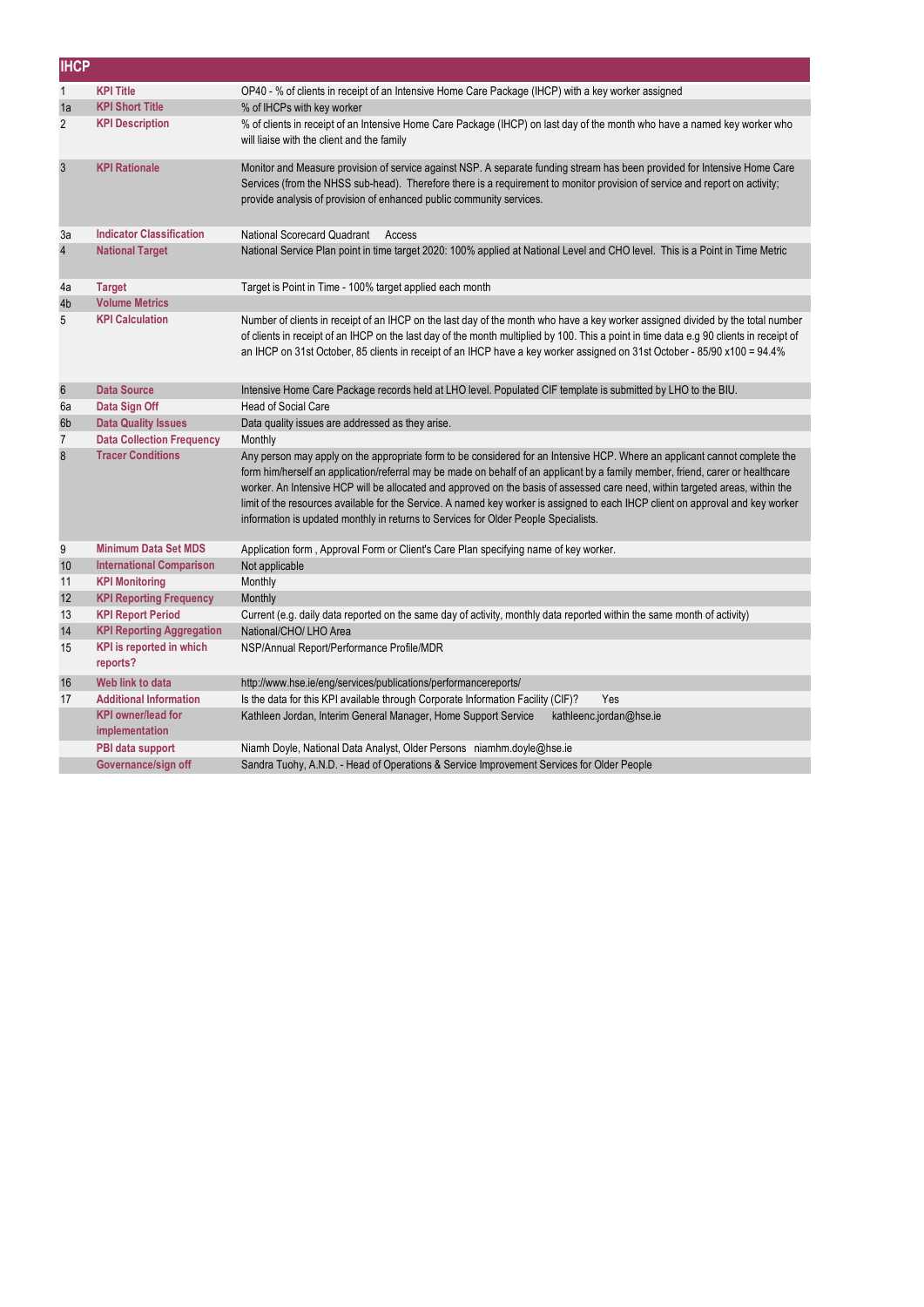## IHCP

| | | |
|---|---|---|
| 1 | **KPI Title** | OP40 - % of clients in receipt of an Intensive Home Care Package (IHCP) with a key worker assigned |
| 1a | **KPI Short Title** | % of IHCPs with key worker |
| 2 | **KPI Description** | % of clients in receipt of an Intensive Home Care Package (IHCP) on last day of the month who have a named key worker who will liaise with the client and the family |
| 3 | **KPI Rationale** | Monitor and Measure provision of service against NSP. A separate funding stream has been provided for Intensive Home Care Services (from the NHSS sub-head). Therefore there is a requirement to monitor provision of service and report on activity; provide analysis of provision of enhanced public community services. |
| 3a | **Indicator Classification** | National Scorecard Quadrant Access |
| 4 | **National Target** | National Service Plan point in time target 2020: 100% applied at National Level and CHO level. This is a Point in Time Metric |
| 4a | **Target** | Target is Point in Time - 100% target applied each month |
| 4b | **Volume Metrics** | |
| 5 | **KPI Calculation** | Number of clients in receipt of an IHCP on the last day of the month who have a key worker assigned divided by the total number of clients in receipt of an IHCP on the last day of the month multiplied by 100. This a point in time data e.g 90 clients in receipt of an IHCP on 31st October, 85 clients in receipt of an IHCP have a key worker assigned on 31st October - 85/90 x100 = 94.4% |
| 6 | **Data Source** | Intensive Home Care Package records held at LHO level. Populated CIF template is submitted by LHO to the BIU. |
| 6a | **Data Sign Off** | Head of Social Care |
| 6b | **Data Quality Issues** | Data quality issues are addressed as they arise. |
| 7 | **Data Collection Frequency** | Monthly |
| 8 | **Tracer Conditions** | Any person may apply on the appropriate form to be considered for an Intensive HCP. Where an applicant cannot complete the form him/herself an application/referral may be made on behalf of an applicant by a family member, friend, carer or healthcare worker. An Intensive HCP will be allocated and approved on the basis of assessed care need, within targeted areas, within the limit of the resources available for the Service. A named key worker is assigned to each IHCP client on approval and key worker information is updated monthly in returns to Services for Older People Specialists. |
| 9 | **Minimum Data Set MDS** | Application form , Approval Form or Client's Care Plan specifying name of key worker. |
| 10 | **International Comparison** | Not applicable |
| 11 | **KPI Monitoring** | Monthly |
| 12 | **KPI Reporting Frequency** | Monthly |
| 13 | **KPI Report Period** | Current (e.g. daily data reported on the same day of activity, monthly data reported within the same month of activity) |
| 14 | **KPI Reporting Aggregation** | National/CHO/ LHO Area |
| 15 | **KPI is reported in which reports?** | NSP/Annual Report/Performance Profile/MDR |
| 16 | **Web link to data** | http://www.hse.ie/eng/services/publications/performancereports/ |
| 17 | **Additional Information** | Is the data for this KPI available through Corporate Information Facility (CIF)? Yes |
| | **KPI owner/lead for implementation** | Kathleen Jordan, Interim General Manager, Home Support Service kathleenc.jordan@hse.ie |
| | **PBI data support** | Niamh Doyle, National Data Analyst, Older Persons niamhm.doyle@hse.ie |
| | **Governance/sign off** | Sandra Tuohy, A.N.D. - Head of Operations & Service Improvement Services for Older People |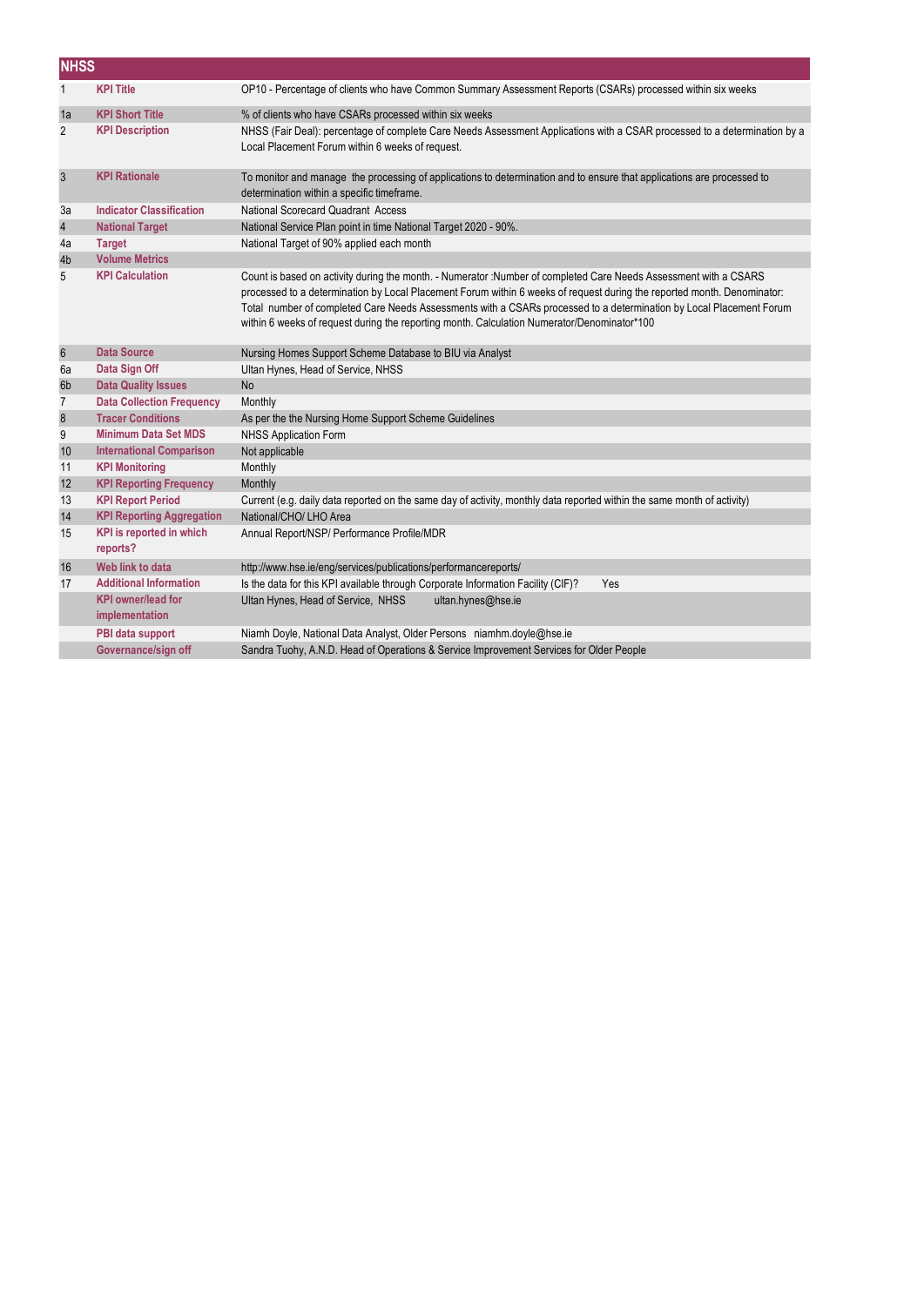| NHSS | | |
|---|---|---|
| 1 | **KPI Title** | OP10 - Percentage of clients who have Common Summary Assessment Reports (CSARs) processed within six weeks |
| 1a | **KPI Short Title** | % of clients who have CSARs processed within six weeks |
| 2 | **KPI Description** | NHSS (Fair Deal): percentage of complete Care Needs Assessment Applications with a CSAR processed to a determination by a Local Placement Forum within 6 weeks of request. |
| 3 | **KPI Rationale** | To monitor and manage the processing of applications to determination and to ensure that applications are processed to determination within a specific timeframe. |
| 3a | **Indicator Classification** | National Scorecard Quadrant Access |
| 4 | **National Target** | National Service Plan point in time National Target 2020 - 90%. |
| 4a | **Target** | National Target of 90% applied each month |
| 4b | **Volume Metrics** | |
| 5 | **KPI Calculation** | Count is based on activity during the month. - Numerator :Number of completed Care Needs Assessment with a CSARS processed to a determination by Local Placement Forum within 6 weeks of request during the reported month. Denominator: Total number of completed Care Needs Assessments with a CSARs processed to a determination by Local Placement Forum within 6 weeks of request during the reporting month. Calculation Numerator/Denominator*100 |
| 6 | **Data Source** | Nursing Homes Support Scheme Database to BIU via Analyst |
| 6a | **Data Sign Off** | Ultan Hynes, Head of Service, NHSS |
| 6b | **Data Quality Issues** | No |
| 7 | **Data Collection Frequency** | Monthly |
| 8 | **Tracer Conditions** | As per the the Nursing Home Support Scheme Guidelines |
| 9 | **Minimum Data Set MDS** | NHSS Application Form |
| 10 | **International Comparison** | Not applicable |
| 11 | **KPI Monitoring** | Monthly |
| 12 | **KPI Reporting Frequency** | Monthly |
| 13 | **KPI Report Period** | Current (e.g. daily data reported on the same day of activity, monthly data reported within the same month of activity) |
| 14 | **KPI Reporting Aggregation** | National/CHO/ LHO Area |
| 15 | **KPI is reported in which reports?** | Annual Report/NSP/ Performance Profile/MDR |
| 16 | **Web link to data** | http://www.hse.ie/eng/services/publications/performancereports/ |
| 17 | **Additional Information** | Is the data for this KPI available through Corporate Information Facility (CIF)? Yes |
| | **KPI owner/lead for implementation** | Ultan Hynes, Head of Service, NHSS ultan.hynes@hse.ie |
| | **PBI data support** | Niamh Doyle, National Data Analyst, Older Persons niamhm.doyle@hse.ie |
| | **Governance/sign off** | Sandra Tuohy, A.N.D. Head of Operations & Service Improvement Services for Older People |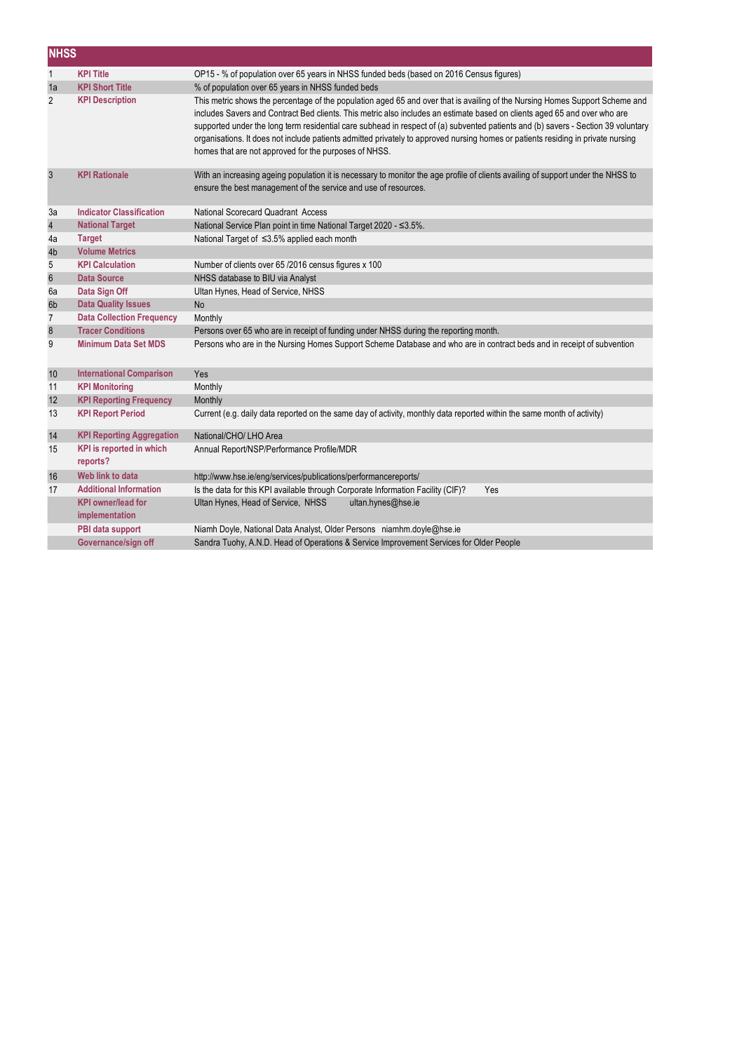## NHSS

| | | |
|---|---|---|
| 1 | KPI Title | OP15 - % of population over 65 years in NHSS funded beds (based on 2016 Census figures) |
| 1a | KPI Short Title | % of population over 65 years in NHSS funded beds |
| 2 | KPI Description | This metric shows the percentage of the population aged 65 and over that is availing of the Nursing Homes Support Scheme and includes Savers and Contract Bed clients. This metric also includes an estimate based on clients aged 65 and over who are supported under the long term residential care subhead in respect of (a) subvented patients and (b) savers - Section 39 voluntary organisations. It does not include patients admitted privately to approved nursing homes or patients residing in private nursing homes that are not approved for the purposes of NHSS. |
| 3 | KPI Rationale | With an increasing ageing population it is necessary to monitor the age profile of clients availing of support under the NHSS to ensure the best management of the service and use of resources. |
| 3a | Indicator Classification | National Scorecard Quadrant Access |
| 4 | National Target | National Service Plan point in time National Target 2020 - ≤3.5%. |
| 4a | Target | National Target of ≤3.5% applied each month |
| 4b | Volume Metrics | |
| 5 | KPI Calculation | Number of clients over 65 /2016 census figures x 100 |
| 6 | Data Source | NHSS database to BIU via Analyst |
| 6a | Data Sign Off | Ultan Hynes, Head of Service, NHSS |
| 6b | Data Quality Issues | No |
| 7 | Data Collection Frequency | Monthly |
| 8 | Tracer Conditions | Persons over 65 who are in receipt of funding under NHSS during the reporting month. |
| 9 | Minimum Data Set MDS | Persons who are in the Nursing Homes Support Scheme Database and who are in contract beds and in receipt of subvention |
| 10 | International Comparison | Yes |
| 11 | KPI Monitoring | Monthly |
| 12 | KPI Reporting Frequency | Monthly |
| 13 | KPI Report Period | Current (e.g. daily data reported on the same day of activity, monthly data reported within the same month of activity) |
| 14 | KPI Reporting Aggregation | National/CHO/ LHO Area |
| 15 | KPI is reported in which reports? | Annual Report/NSP/Performance Profile/MDR |
| 16 | Web link to data | http://www.hse.ie/eng/services/publications/performancereports/ |
| 17 | Additional Information | Is the data for this KPI available through Corporate Information Facility (CIF)? Yes |
| | KPI owner/lead for implementation | Ultan Hynes, Head of Service, NHSS ultan.hynes@hse.ie |
| | PBI data support | Niamh Doyle, National Data Analyst, Older Persons niamhm.doyle@hse.ie |
| | Governance/sign off | Sandra Tuohy, A.N.D. Head of Operations & Service Improvement Services for Older People |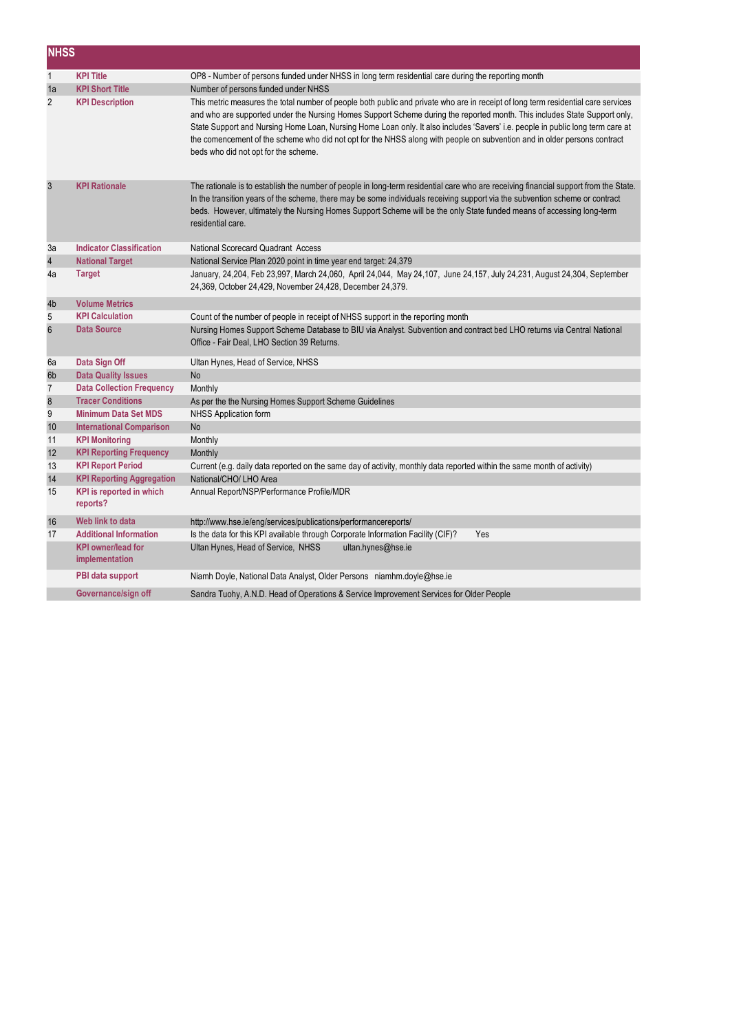## NHSS

| | | |
|---|---|---|
| 1 | KPI Title | OP8 - Number of persons funded under NHSS in long term residential care during the reporting month |
| 1a | KPI Short Title | Number of persons funded under NHSS |
| 2 | KPI Description | This metric measures the total number of people both public and private who are in receipt of long term residential care services and who are supported under the Nursing Homes Support Scheme during the reported month. This includes State Support only, State Support and Nursing Home Loan, Nursing Home Loan only. It also includes 'Savers' i.e. people in public long term care at the comencement of the scheme who did not opt for the NHSS along with people on subvention and in older persons contract beds who did not opt for the scheme. |
| 3 | KPI Rationale | The rationale is to establish the number of people in long-term residential care who are receiving financial support from the State. In the transition years of the scheme, there may be some individuals receiving support via the subvention scheme or contract beds. However, ultimately the Nursing Homes Support Scheme will be the only State funded means of accessing long-term residential care. |
| 3a | Indicator Classification | National Scorecard Quadrant Access |
| 4 | National Target | National Service Plan 2020 point in time year end target: 24,379 |
| 4a | Target | January, 24,204, Feb 23,997, March 24,060, April 24,044, May 24,107, June 24,157, July 24,231, August 24,304, September 24,369, October 24,429, November 24,428, December 24,379. |
| 4b | Volume Metrics | |
| 5 | KPI Calculation | Count of the number of people in receipt of NHSS support in the reporting month |
| 6 | Data Source | Nursing Homes Support Scheme Database to BIU via Analyst. Subvention and contract bed LHO returns via Central National Office - Fair Deal, LHO Section 39 Returns. |
| 6a | Data Sign Off | Ultan Hynes, Head of Service, NHSS |
| 6b | Data Quality Issues | No |
| 7 | Data Collection Frequency | Monthly |
| 8 | Tracer Conditions | As per the the Nursing Homes Support Scheme Guidelines |
| 9 | Minimum Data Set MDS | NHSS Application form |
| 10 | International Comparison | No |
| 11 | KPI Monitoring | Monthly |
| 12 | KPI Reporting Frequency | Monthly |
| 13 | KPI Report Period | Current (e.g. daily data reported on the same day of activity, monthly data reported within the same month of activity) |
| 14 | KPI Reporting Aggregation | National/CHO/ LHO Area |
| 15 | KPI is reported in which reports? | Annual Report/NSP/Performance Profile/MDR |
| 16 | Web link to data | http://www.hse.ie/eng/services/publications/performancereports/ |
| 17 | Additional Information | Is the data for this KPI available through Corporate Information Facility (CIF)? Yes |
| | KPI owner/lead for implementation | Ultan Hynes, Head of Service, NHSS ultan.hynes@hse.ie |
| | PBI data support | Niamh Doyle, National Data Analyst, Older Persons niamhm.doyle@hse.ie |
| | Governance/sign off | Sandra Tuohy, A.N.D. Head of Operations & Service Improvement Services for Older People |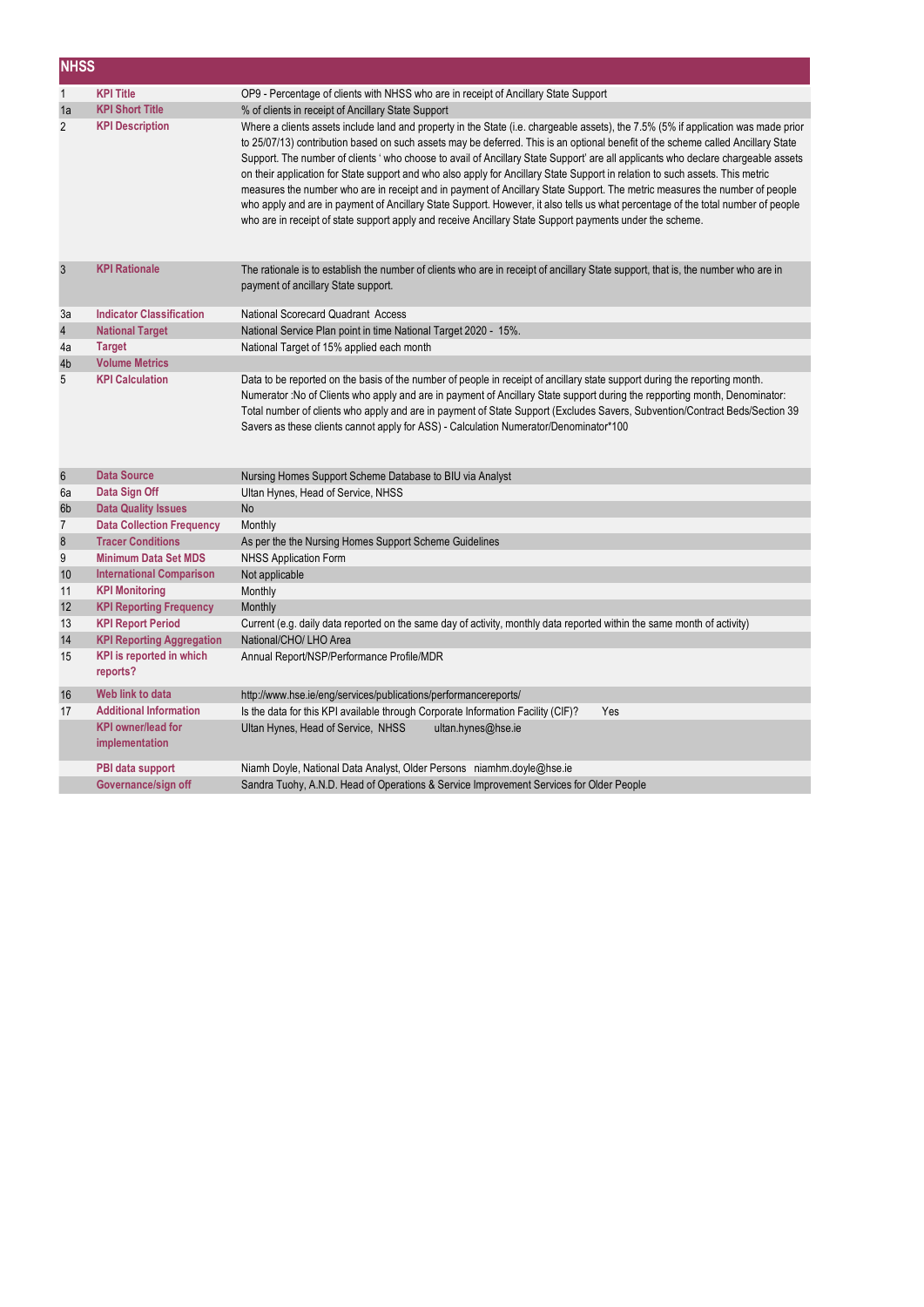## NHSS

| | | |
|---|---|---|
| 1 | **KPI Title** | OP9 - Percentage of clients with NHSS who are in receipt of Ancillary State Support |
| 1a | **KPI Short Title** | % of clients in receipt of Ancillary State Support |
| 2 | **KPI Description** | Where a clients assets include land and property in the State (i.e. chargeable assets), the 7.5% (5% if application was made prior to 25/07/13) contribution based on such assets may be deferred. This is an optional benefit of the scheme called Ancillary State Support. The number of clients ' who choose to avail of Ancillary State Support' are all applicants who declare chargeable assets on their application for State support and who also apply for Ancillary State Support in relation to such assets. This metric measures the number who are in receipt and in payment of Ancillary State Support. The metric measures the number of people who apply and are in payment of Ancillary State Support. However, it also tells us what percentage of the total number of people who are in receipt of state support apply and receive Ancillary State Support payments under the scheme. |
| 3 | **KPI Rationale** | The rationale is to establish the number of clients who are in receipt of ancillary State support, that is, the number who are in payment of ancillary State support. |
| 3a | **Indicator Classification** | National Scorecard Quadrant Access |
| 4 | **National Target** | National Service Plan point in time National Target 2020 - 15%. |
| 4a | **Target** | National Target of 15% applied each month |
| 4b | **Volume Metrics** | |
| 5 | **KPI Calculation** | Data to be reported on the basis of the number of people in receipt of ancillary state support during the reporting month. Numerator :No of Clients who apply and are in payment of Ancillary State support during the repporting month, Denominator: Total number of clients who apply and are in payment of State Support (Excludes Savers, Subvention/Contract Beds/Section 39 Savers as these clients cannot apply for ASS) - Calculation Numerator/Denominator*100 |
| 6 | **Data Source** | Nursing Homes Support Scheme Database to BIU via Analyst |
| 6a | **Data Sign Off** | Ultan Hynes, Head of Service, NHSS |
| 6b | **Data Quality Issues** | No |
| 7 | **Data Collection Frequency** | Monthly |
| 8 | **Tracer Conditions** | As per the the Nursing Homes Support Scheme Guidelines |
| 9 | **Minimum Data Set MDS** | NHSS Application Form |
| 10 | **International Comparison** | Not applicable |
| 11 | **KPI Monitoring** | Monthly |
| 12 | **KPI Reporting Frequency** | Monthly |
| 13 | **KPI Report Period** | Current (e.g. daily data reported on the same day of activity, monthly data reported within the same month of activity) |
| 14 | **KPI Reporting Aggregation** | National/CHO/ LHO Area |
| 15 | **KPI is reported in which reports?** | Annual Report/NSP/Performance Profile/MDR |
| 16 | **Web link to data** | http://www.hse.ie/eng/services/publications/performancereports/ |
| 17 | **Additional Information** | Is the data for this KPI available through Corporate Information Facility (CIF)? Yes |
| | **KPI owner/lead for implementation** | Ultan Hynes, Head of Service, NHSS ultan.hynes@hse.ie |
| | **PBI data support** | Niamh Doyle, National Data Analyst, Older Persons niamhm.doyle@hse.ie |
| | **Governance/sign off** | Sandra Tuohy, A.N.D. Head of Operations & Service Improvement Services for Older People |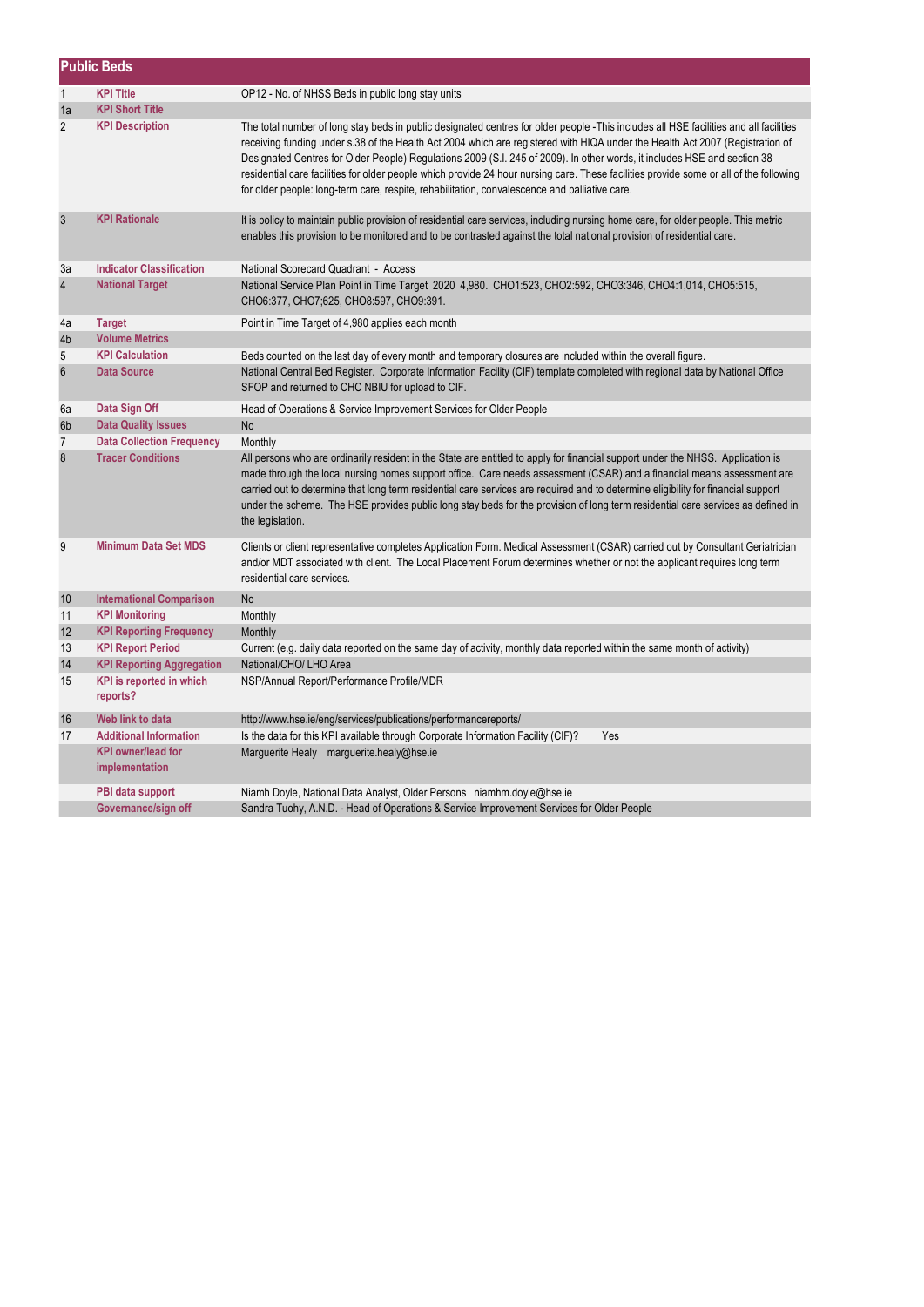## Public Beds

| | | |
|---|---|---|
| 1 | **KPI Title** | OP12 - No. of NHSS Beds in public long stay units |
| 1a | **KPI Short Title** | |
| 2 | **KPI Description** | The total number of long stay beds in public designated centres for older people -This includes all HSE facilities and all facilities receiving funding under s.38 of the Health Act 2004 which are registered with HIQA under the Health Act 2007 (Registration of Designated Centres for Older People) Regulations 2009 (S.I. 245 of 2009). In other words, it includes HSE and section 38 residential care facilities for older people which provide 24 hour nursing care. These facilities provide some or all of the following for older people: long-term care, respite, rehabilitation, convalescence and palliative care. |
| 3 | **KPI Rationale** | It is policy to maintain public provision of residential care services, including nursing home care, for older people. This metric enables this provision to be monitored and to be contrasted against the total national provision of residential care. |
| 3a | **Indicator Classification** | National Scorecard Quadrant - Access |
| 4 | **National Target** | National Service Plan Point in Time Target 2020 4,980. CHO1:523, CHO2:592, CHO3:346, CHO4:1,014, CHO5:515, CHO6:377, CHO7;625, CHO8:597, CHO9:391. |
| 4a | **Target** | Point in Time Target of 4,980 applies each month |
| 4b | **Volume Metrics** | |
| 5 | **KPI Calculation** | Beds counted on the last day of every month and temporary closures are included within the overall figure. |
| 6 | **Data Source** | National Central Bed Register. Corporate Information Facility (CIF) template completed with regional data by National Office SFOP and returned to CHC NBIU for upload to CIF. |
| 6a | **Data Sign Off** | Head of Operations & Service Improvement Services for Older People |
| 6b | **Data Quality Issues** | No |
| 7 | **Data Collection Frequency** | Monthly |
| 8 | **Tracer Conditions** | All persons who are ordinarily resident in the State are entitled to apply for financial support under the NHSS. Application is made through the local nursing homes support office. Care needs assessment (CSAR) and a financial means assessment are carried out to determine that long term residential care services are required and to determine eligibility for financial support under the scheme. The HSE provides public long stay beds for the provision of long term residential care services as defined in the legislation. |
| 9 | **Minimum Data Set MDS** | Clients or client representative completes Application Form. Medical Assessment (CSAR) carried out by Consultant Geriatrician and/or MDT associated with client. The Local Placement Forum determines whether or not the applicant requires long term residential care services. |
| 10 | **International Comparison** | No |
| 11 | **KPI Monitoring** | Monthly |
| 12 | **KPI Reporting Frequency** | Monthly |
| 13 | **KPI Report Period** | Current (e.g. daily data reported on the same day of activity, monthly data reported within the same month of activity) |
| 14 | **KPI Reporting Aggregation** | National/CHO/ LHO Area |
| 15 | **KPI is reported in which reports?** | NSP/Annual Report/Performance Profile/MDR |
| 16 | **Web link to data** | http://www.hse.ie/eng/services/publications/performancereports/ |
| 17 | **Additional Information** | Is the data for this KPI available through Corporate Information Facility (CIF)? Yes |
| | **KPI owner/lead for implementation** | Marguerite Healy marguerite.healy@hse.ie |
| | **PBI data support** | Niamh Doyle, National Data Analyst, Older Persons niamhm.doyle@hse.ie |
| | **Governance/sign off** | Sandra Tuohy, A.N.D. - Head of Operations & Service Improvement Services for Older People |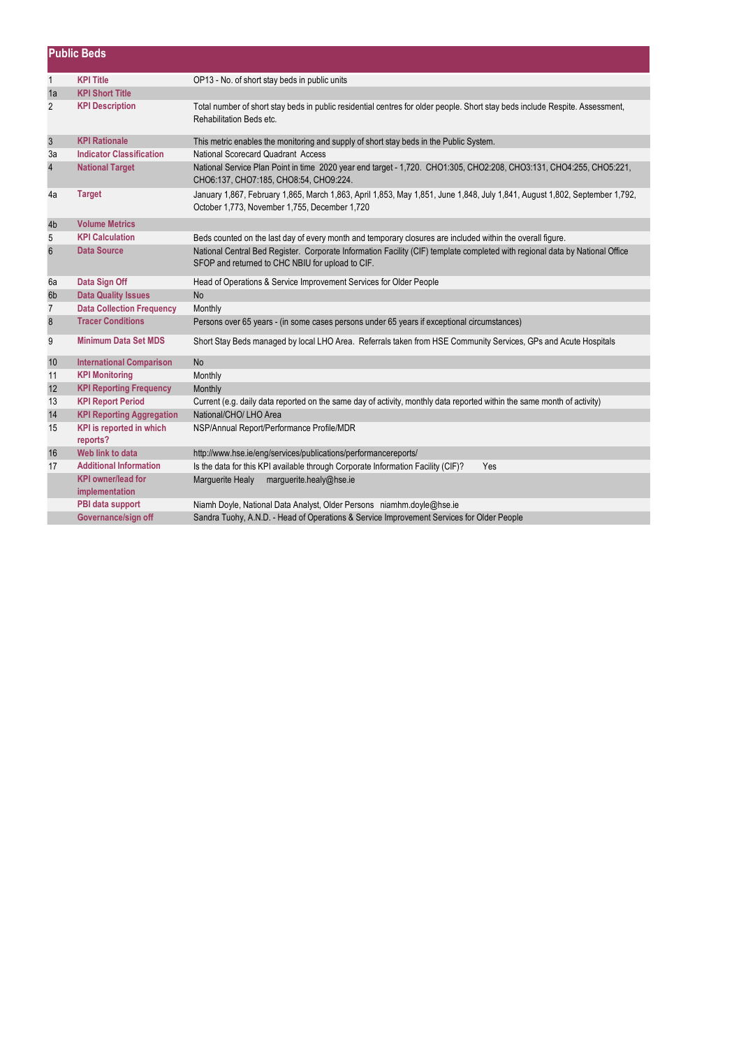## Public Beds

| | | |
|---|---|---|
| 1 | **KPI Title** | OP13 - No. of short stay beds in public units |
| 1a | **KPI Short Title** | |
| 2 | **KPI Description** | Total number of short stay beds in public residential centres for older people. Short stay beds include Respite. Assessment, Rehabilitation Beds etc. |
| 3 | **KPI Rationale** | This metric enables the monitoring and supply of short stay beds in the Public System. |
| 3a | **Indicator Classification** | National Scorecard Quadrant Access |
| 4 | **National Target** | National Service Plan Point in time 2020 year end target - 1,720. CHO1:305, CHO2:208, CHO3:131, CHO4:255, CHO5:221, CHO6:137, CHO7:185, CHO8:54, CHO9:224. |
| 4a | **Target** | January 1,867, February 1,865, March 1,863, April 1,853, May 1,851, June 1,848, July 1,841, August 1,802, September 1,792, October 1,773, November 1,755, December 1,720 |
| 4b | **Volume Metrics** | |
| 5 | **KPI Calculation** | Beds counted on the last day of every month and temporary closures are included within the overall figure. |
| 6 | **Data Source** | National Central Bed Register. Corporate Information Facility (CIF) template completed with regional data by National Office SFOP and returned to CHC NBIU for upload to CIF. |
| 6a | **Data Sign Off** | Head of Operations & Service Improvement Services for Older People |
| 6b | **Data Quality Issues** | No |
| 7 | **Data Collection Frequency** | Monthly |
| 8 | **Tracer Conditions** | Persons over 65 years - (in some cases persons under 65 years if exceptional circumstances) |
| 9 | **Minimum Data Set MDS** | Short Stay Beds managed by local LHO Area. Referrals taken from HSE Community Services, GPs and Acute Hospitals |
| 10 | **International Comparison** | No |
| 11 | **KPI Monitoring** | Monthly |
| 12 | **KPI Reporting Frequency** | Monthly |
| 13 | **KPI Report Period** | Current (e.g. daily data reported on the same day of activity, monthly data reported within the same month of activity) |
| 14 | **KPI Reporting Aggregation** | National/CHO/ LHO Area |
| 15 | **KPI is reported in which reports?** | NSP/Annual Report/Performance Profile/MDR |
| 16 | **Web link to data** | http://www.hse.ie/eng/services/publications/performancereports/ |
| 17 | **Additional Information** | Is the data for this KPI available through Corporate Information Facility (CIF)? Yes |
| | **KPI owner/lead for implementation** | Marguerite Healy marguerite.healy@hse.ie |
| | **PBI data support** | Niamh Doyle, National Data Analyst, Older Persons niamhm.doyle@hse.ie |
| | **Governance/sign off** | Sandra Tuohy, A.N.D. - Head of Operations & Service Improvement Services for Older People |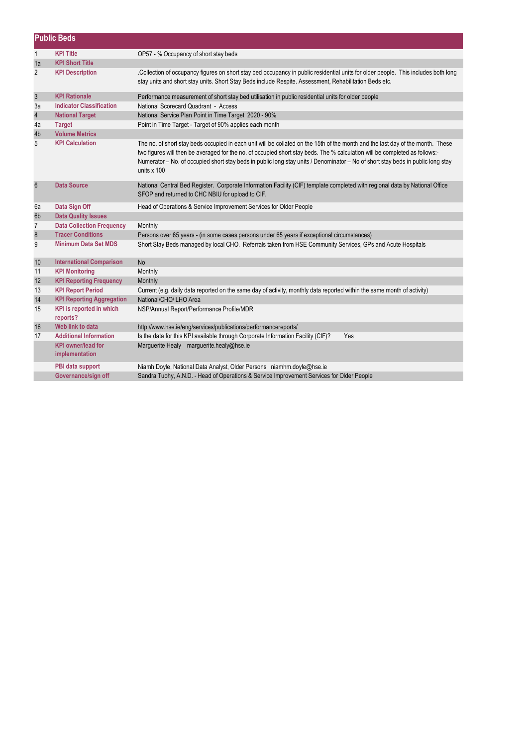## Public Beds

| | | |
|---|---|---|
| 1 | **KPI Title** | OP57 - % Occupancy of short stay beds |
| 1a | **KPI Short Title** | |
| 2 | **KPI Description** | .Collection of occupancy figures on short stay bed occupancy in public residential units for older people. This includes both long stay units and short stay units. Short Stay Beds include Respite. Assessment, Rehabilitation Beds etc. |
| 3 | **KPI Rationale** | Performance measurement of short stay bed utilisation in public residential units for older people |
| 3a | **Indicator Classification** | National Scorecard Quadrant - Access |
| 4 | **National Target** | National Service Plan Point in Time Target 2020 - 90% |
| 4a | **Target** | Point in Time Target - Target of 90% applies each month |
| 4b | **Volume Metrics** | |
| 5 | **KPI Calculation** | The no. of short stay beds occupied in each unit will be collated on the 15th of the month and the last day of the month. These two figures will then be averaged for the no. of occupied short stay beds. The % calculation will be completed as follows:- Numerator – No. of occupied short stay beds in public long stay units / Denominator – No of short stay beds in public long stay units x 100 |
| 6 | **Data Source** | National Central Bed Register. Corporate Information Facility (CIF) template completed with regional data by National Office SFOP and returned to CHC NBIU for upload to CIF. |
| 6a | **Data Sign Off** | Head of Operations & Service Improvement Services for Older People |
| 6b | **Data Quality Issues** | |
| 7 | **Data Collection Frequency** | Monthly |
| 8 | **Tracer Conditions** | Persons over 65 years - (in some cases persons under 65 years if exceptional circumstances) |
| 9 | **Minimum Data Set MDS** | Short Stay Beds managed by local CHO. Referrals taken from HSE Community Services, GPs and Acute Hospitals |
| 10 | **International Comparison** | No |
| 11 | **KPI Monitoring** | Monthly |
| 12 | **KPI Reporting Frequency** | Monthly |
| 13 | **KPI Report Period** | Current (e.g. daily data reported on the same day of activity, monthly data reported within the same month of activity) |
| 14 | **KPI Reporting Aggregation** | National/CHO/ LHO Area |
| 15 | **KPI is reported in which reports?** | NSP/Annual Report/Performance Profile/MDR |
| 16 | **Web link to data** | http://www.hse.ie/eng/services/publications/performancereports/ |
| 17 | **Additional Information** | Is the data for this KPI available through Corporate Information Facility (CIF)? Yes |
| | **KPI owner/lead for implementation** | Marguerite Healy marguerite.healy@hse.ie |
| | **PBI data support** | Niamh Doyle, National Data Analyst, Older Persons niamhm.doyle@hse.ie |
| | **Governance/sign off** | Sandra Tuohy, A.N.D. - Head of Operations & Service Improvement Services for Older People |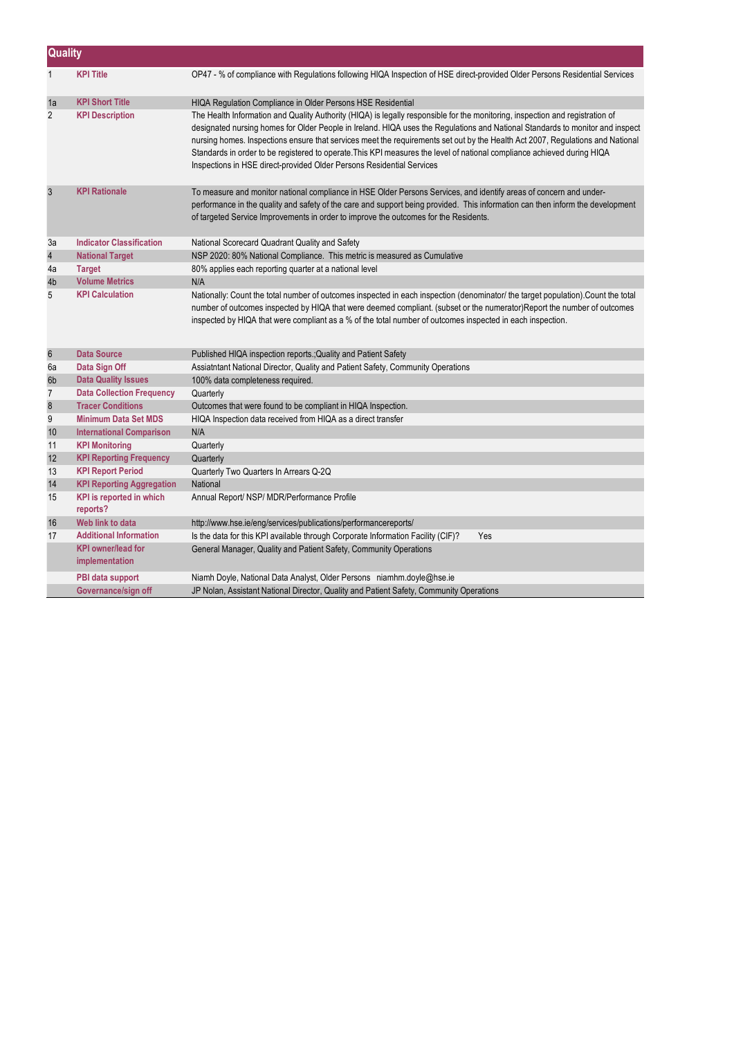## Quality

| | | |
|---|---|---|
| 1 | **KPI Title** | OP47 - % of compliance with Regulations following HIQA Inspection of HSE direct-provided Older Persons Residential Services |
| 1a | **KPI Short Title** | HIQA Regulation Compliance in Older Persons HSE Residential |
| 2 | **KPI Description** | The Health Information and Quality Authority (HIQA) is legally responsible for the monitoring, inspection and registration of designated nursing homes for Older People in Ireland. HIQA uses the Regulations and National Standards to monitor and inspect nursing homes. Inspections ensure that services meet the requirements set out by the Health Act 2007, Regulations and National Standards in order to be registered to operate.This KPI measures the level of national compliance achieved during HIQA Inspections in HSE direct-provided Older Persons Residential Services |
| 3 | **KPI Rationale** | To measure and monitor national compliance in HSE Older Persons Services, and identify areas of concern and under-performance in the quality and safety of the care and support being provided. This information can then inform the development of targeted Service Improvements in order to improve the outcomes for the Residents. |
| 3a | **Indicator Classification** | National Scorecard Quadrant Quality and Safety |
| 4 | **National Target** | NSP 2020: 80% National Compliance. This metric is measured as Cumulative |
| 4a | **Target** | 80% applies each reporting quarter at a national level |
| 4b | **Volume Metrics** | N/A |
| 5 | **KPI Calculation** | Nationally: Count the total number of outcomes inspected in each inspection (denominator/ the target population).Count the total number of outcomes inspected by HIQA that were deemed compliant. (subset or the numerator)Report the number of outcomes inspected by HIQA that were compliant as a % of the total number of outcomes inspected in each inspection. |
| 6 | **Data Source** | Published HIQA inspection reports.;Quality and Patient Safety |
| 6a | **Data Sign Off** | Assiatntant National Director, Quality and Patient Safety, Community Operations |
| 6b | **Data Quality Issues** | 100% data completeness required. |
| 7 | **Data Collection Frequency** | Quarterly |
| 8 | **Tracer Conditions** | Outcomes that were found to be compliant in HIQA Inspection. |
| 9 | **Minimum Data Set MDS** | HIQA Inspection data received from HIQA as a direct transfer |
| 10 | **International Comparison** | N/A |
| 11 | **KPI Monitoring** | Quarterly |
| 12 | **KPI Reporting Frequency** | Quarterly |
| 13 | **KPI Report Period** | Quarterly Two Quarters In Arrears Q-2Q |
| 14 | **KPI Reporting Aggregation** | National |
| 15 | **KPI is reported in which reports?** | Annual Report/ NSP/ MDR/Performance Profile |
| 16 | **Web link to data** | http://www.hse.ie/eng/services/publications/performancereports/ |
| 17 | **Additional Information** | Is the data for this KPI available through Corporate Information Facility (CIF)? Yes |
| | **KPI owner/lead for implementation** | General Manager, Quality and Patient Safety, Community Operations |
| | **PBI data support** | Niamh Doyle, National Data Analyst, Older Persons niamhm.doyle@hse.ie |
| | **Governance/sign off** | JP Nolan, Assistant National Director, Quality and Patient Safety, Community Operations |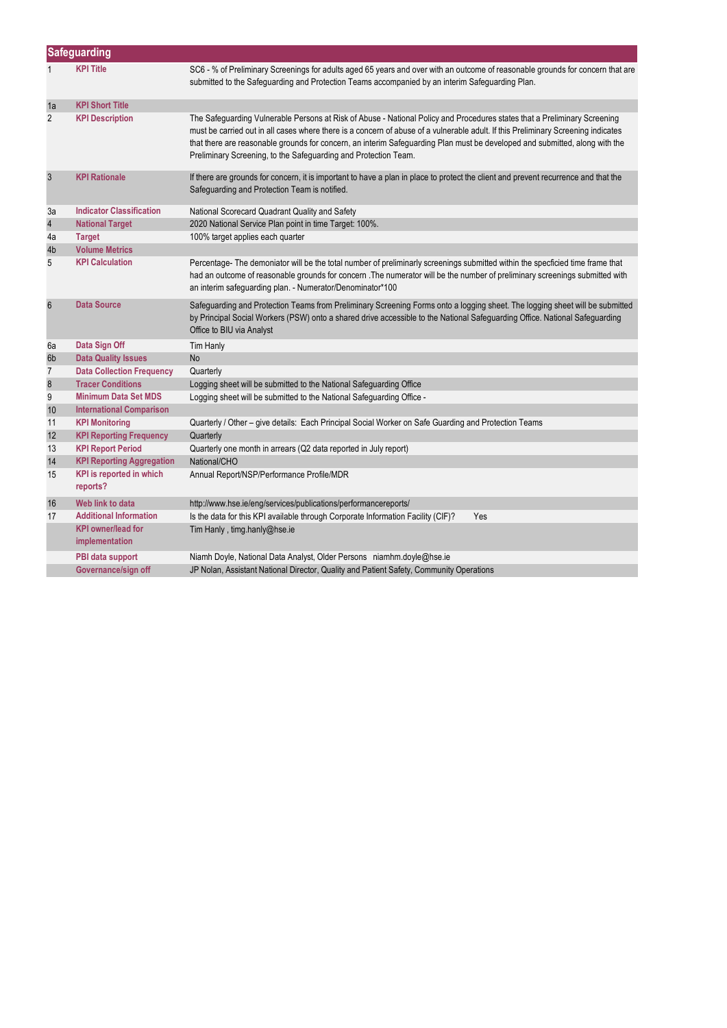## Safeguarding

| | | |
|---|---|---|
| 1 | **KPI Title** | SC6 - % of Preliminary Screenings for adults aged 65 years and over with an outcome of reasonable grounds for concern that are submitted to the Safeguarding and Protection Teams accompanied by an interim Safeguarding Plan. |
| 1a | **KPI Short Title** | |
| 2 | **KPI Description** | The Safeguarding Vulnerable Persons at Risk of Abuse - National Policy and Procedures states that a Preliminary Screening must be carried out in all cases where there is a concern of abuse of a vulnerable adult. If this Preliminary Screening indicates that there are reasonable grounds for concern, an interim Safeguarding Plan must be developed and submitted, along with the Preliminary Screening, to the Safeguarding and Protection Team. |
| 3 | **KPI Rationale** | If there are grounds for concern, it is important to have a plan in place to protect the client and prevent recurrence and that the Safeguarding and Protection Team is notified. |
| 3a | **Indicator Classification** | National Scorecard Quadrant Quality and Safety |
| 4 | **National Target** | 2020 National Service Plan point in time Target: 100%. |
| 4a | **Target** | 100% target applies each quarter |
| 4b | **Volume Metrics** | |
| 5 | **KPI Calculation** | Percentage- The demoniator will be the total number of preliminarly screenings submitted within the specficied time frame that had an outcome of reasonable grounds for concern .The numerator will be the number of preliminary screenings submitted with an interim safeguarding plan. - Numerator/Denominator*100 |
| 6 | **Data Source** | Safeguarding and Protection Teams from Preliminary Screening Forms onto a logging sheet. The logging sheet will be submitted by Principal Social Workers (PSW) onto a shared drive accessible to the National Safeguarding Office. National Safeguarding Office to BIU via Analyst |
| 6a | **Data Sign Off** | Tim Hanly |
| 6b | **Data Quality Issues** | No |
| 7 | **Data Collection Frequency** | Quarterly |
| 8 | **Tracer Conditions** | Logging sheet will be submitted to the National Safeguarding Office |
| 9 | **Minimum Data Set MDS** | Logging sheet will be submitted to the National Safeguarding Office - |
| 10 | **International Comparison** | |
| 11 | **KPI Monitoring** | Quarterly / Other – give details: Each Principal Social Worker on Safe Guarding and Protection Teams |
| 12 | **KPI Reporting Frequency** | Quarterly |
| 13 | **KPI Report Period** | Quarterly one month in arrears (Q2 data reported in July report) |
| 14 | **KPI Reporting Aggregation** | National/CHO |
| 15 | **KPI is reported in which reports?** | Annual Report/NSP/Performance Profile/MDR |
| 16 | **Web link to data** | http://www.hse.ie/eng/services/publications/performancereports/ |
| 17 | **Additional Information** | Is the data for this KPI available through Corporate Information Facility (CIF)? Yes |
| | **KPI owner/lead for implementation** | Tim Hanly , timg.hanly@hse.ie |
| | **PBI data support** | Niamh Doyle, National Data Analyst, Older Persons niamhm.doyle@hse.ie |
| | **Governance/sign off** | JP Nolan, Assistant National Director, Quality and Patient Safety, Community Operations |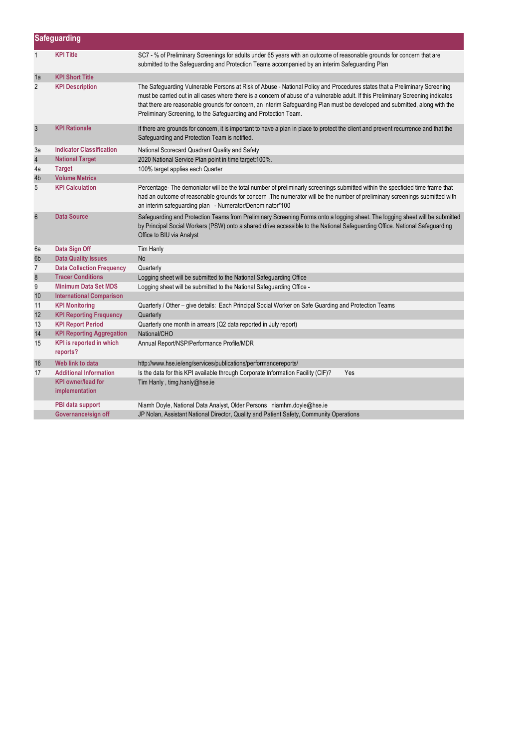## Safeguarding

| | | |
|---|---|---|
| 1 | **KPI Title** | SC7 - % of Preliminary Screenings for adults under 65 years with an outcome of reasonable grounds for concern that are submitted to the Safeguarding and Protection Teams accompanied by an interim Safeguarding Plan |
| 1a | **KPI Short Title** | |
| 2 | **KPI Description** | The Safeguarding Vulnerable Persons at Risk of Abuse - National Policy and Procedures states that a Preliminary Screening must be carried out in all cases where there is a concern of abuse of a vulnerable adult. If this Preliminary Screening indicates that there are reasonable grounds for concern, an interim Safeguarding Plan must be developed and submitted, along with the Preliminary Screening, to the Safeguarding and Protection Team. |
| 3 | **KPI Rationale** | If there are grounds for concern, it is important to have a plan in place to protect the client and prevent recurrence and that the Safeguarding and Protection Team is notified. |
| 3a | **Indicator Classification** | National Scorecard Quadrant Quality and Safety |
| 4 | **National Target** | 2020 National Service Plan point in time target:100%. |
| 4a | **Target** | 100% target applies each Quarter |
| 4b | **Volume Metrics** | |
| 5 | **KPI Calculation** | Percentage- The demoniator will be the total number of preliminarly screenings submitted within the specficied time frame that had an outcome of reasonable grounds for concern .The numerator will be the number of preliminary screenings submitted with an interim safeguarding plan - Numerator/Denominator*100 |
| 6 | **Data Source** | Safeguarding and Protection Teams from Preliminary Screening Forms onto a logging sheet. The logging sheet will be submitted by Principal Social Workers (PSW) onto a shared drive accessible to the National Safeguarding Office. National Safeguarding Office to BIU via Analyst |
| 6a | **Data Sign Off** | Tim Hanly |
| 6b | **Data Quality Issues** | No |
| 7 | **Data Collection Frequency** | Quarterly |
| 8 | **Tracer Conditions** | Logging sheet will be submitted to the National Safeguarding Office |
| 9 | **Minimum Data Set MDS** | Logging sheet will be submitted to the National Safeguarding Office - |
| 10 | **International Comparison** | |
| 11 | **KPI Monitoring** | Quarterly / Other – give details: Each Principal Social Worker on Safe Guarding and Protection Teams |
| 12 | **KPI Reporting Frequency** | Quarterly |
| 13 | **KPI Report Period** | Quarterly one month in arrears (Q2 data reported in July report) |
| 14 | **KPI Reporting Aggregation** | National/CHO |
| 15 | **KPI is reported in which reports?** | Annual Report/NSP/Performance Profile/MDR |
| 16 | **Web link to data** | http://www.hse.ie/eng/services/publications/performancereports/ |
| 17 | **Additional Information** | Is the data for this KPI available through Corporate Information Facility (CIF)? Yes |
| | **KPI owner/lead for implementation** | Tim Hanly , timg.hanly@hse.ie |
| | **PBI data support** | Niamh Doyle, National Data Analyst, Older Persons niamhm.doyle@hse.ie |
| | **Governance/sign off** | JP Nolan, Assistant National Director, Quality and Patient Safety, Community Operations |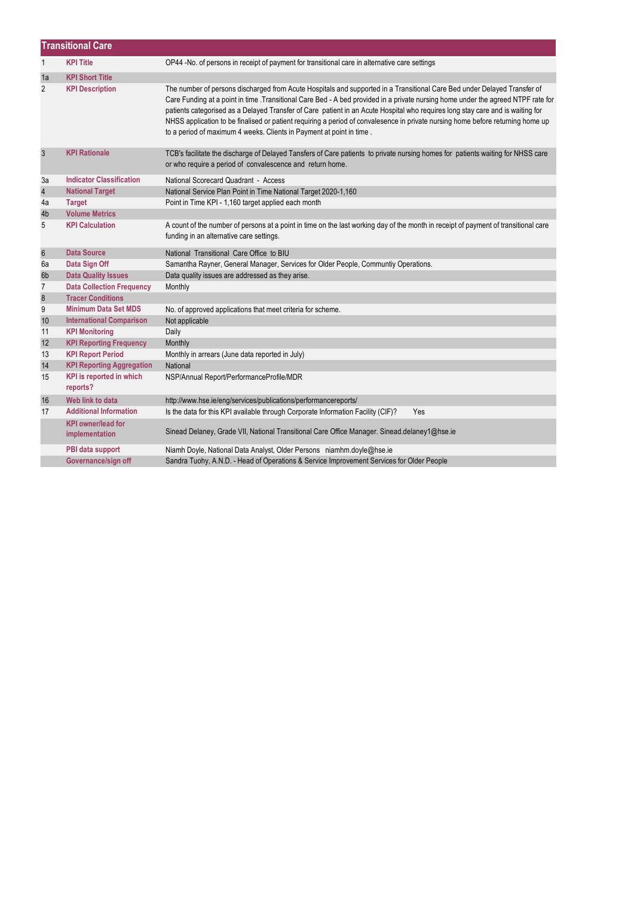## Transitional Care

| | | |
|---|---|---|
| 1 | **KPI Title** | OP44 -No. of persons in receipt of payment for transitional care in alternative care settings |
| 1a | **KPI Short Title** | |
| 2 | **KPI Description** | The number of persons discharged from Acute Hospitals and supported in a Transitional Care Bed under Delayed Transfer of Care Funding at a point in time .Transitional Care Bed - A bed provided in a private nursing home under the agreed NTPF rate for patients categorised as a Delayed Transfer of Care patient in an Acute Hospital who requires long stay care and is waiting for NHSS application to be finalised or patient requiring a period of convalesence in private nursing home before returning home up to a period of maximum 4 weeks. Clients in Payment at point in time . |
| 3 | **KPI Rationale** | TCB's facilitate the discharge of Delayed Tansfers of Care patients to private nursing homes for patients waiting for NHSS care or who require a period of convalescence and return home. |
| 3a | **Indicator Classification** | National Scorecard Quadrant - Access |
| 4 | **National Target** | National Service Plan Point in Time National Target 2020-1,160 |
| 4a | **Target** | Point in Time KPI - 1,160 target applied each month |
| 4b | **Volume Metrics** | |
| 5 | **KPI Calculation** | A count of the number of persons at a point in time on the last working day of the month in receipt of payment of transitional care funding in an alternative care settings. |
| 6 | **Data Source** | National Transitional Care Office to BIU |
| 6a | **Data Sign Off** | Samantha Rayner, General Manager, Services for Older People, Communtiy Operations. |
| 6b | **Data Quality Issues** | Data quality issues are addressed as they arise. |
| 7 | **Data Collection Frequency** | Monthly |
| 8 | **Tracer Conditions** | |
| 9 | **Minimum Data Set MDS** | No. of approved applications that meet criteria for scheme. |
| 10 | **International Comparison** | Not applicable |
| 11 | **KPI Monitoring** | Daily |
| 12 | **KPI Reporting Frequency** | Monthly |
| 13 | **KPI Report Period** | Monthly in arrears (June data reported in July) |
| 14 | **KPI Reporting Aggregation** | National |
| 15 | **KPI is reported in which reports?** | NSP/Annual Report/PerformanceProfile/MDR |
| 16 | **Web link to data** | http://www.hse.ie/eng/services/publications/performancereports/ |
| 17 | **Additional Information** | Is the data for this KPI available through Corporate Information Facility (CIF)? Yes |
| | **KPI owner/lead for implementation** | Sinead Delaney, Grade VII, National Transitional Care Office Manager. Sinead.delaney1@hse.ie |
| | **PBI data support** | Niamh Doyle, National Data Analyst, Older Persons niamhm.doyle@hse.ie |
| | **Governance/sign off** | Sandra Tuohy, A.N.D. - Head of Operations & Service Improvement Services for Older People |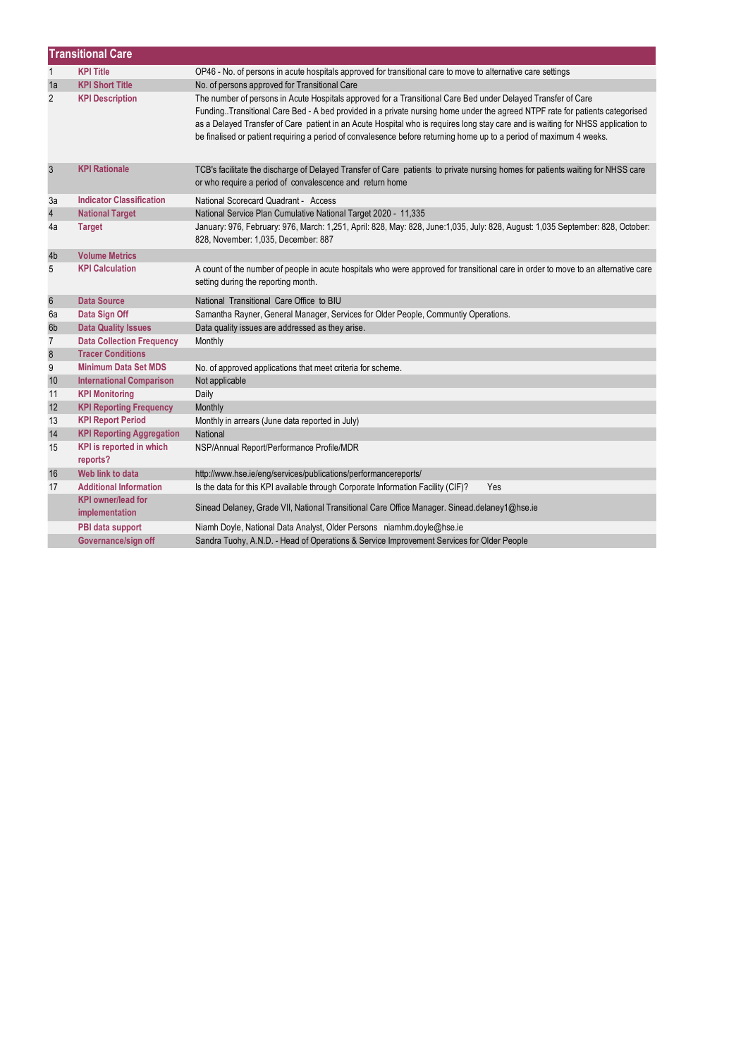## Transitional Care

| | | |
|---|---|---|
| 1 | **KPI Title** | OP46 - No. of persons in acute hospitals approved for transitional care to move to alternative care settings |
| 1a | **KPI Short Title** | No. of persons approved for Transitional Care |
| 2 | **KPI Description** | The number of persons in Acute Hospitals approved for a Transitional Care Bed under Delayed Transfer of Care Funding..Transitional Care Bed - A bed provided in a private nursing home under the agreed NTPF rate for patients categorised as a Delayed Transfer of Care patient in an Acute Hospital who is requires long stay care and is waiting for NHSS application to be finalised or patient requiring a period of convalesence before returning home up to a period of maximum 4 weeks. |
| 3 | **KPI Rationale** | TCB's facilitate the discharge of Delayed Transfer of Care patients to private nursing homes for patients waiting for NHSS care or who require a period of convalescence and return home |
| 3a | **Indicator Classification** | National Scorecard Quadrant - Access |
| 4 | **National Target** | National Service Plan Cumulative National Target 2020 - 11,335 |
| 4a | **Target** | January: 976, February: 976, March: 1,251, April: 828, May: 828, June:1,035, July: 828, August: 1,035 September: 828, October: 828, November: 1,035, December: 887 |
| 4b | **Volume Metrics** | |
| 5 | **KPI Calculation** | A count of the number of people in acute hospitals who were approved for transitional care in order to move to an alternative care setting during the reporting month. |
| 6 | **Data Source** | National Transitional Care Office to BIU |
| 6a | **Data Sign Off** | Samantha Rayner, General Manager, Services for Older People, Communtiy Operations. |
| 6b | **Data Quality Issues** | Data quality issues are addressed as they arise. |
| 7 | **Data Collection Frequency** | Monthly |
| 8 | **Tracer Conditions** | |
| 9 | **Minimum Data Set MDS** | No. of approved applications that meet criteria for scheme. |
| 10 | **International Comparison** | Not applicable |
| 11 | **KPI Monitoring** | Daily |
| 12 | **KPI Reporting Frequency** | Monthly |
| 13 | **KPI Report Period** | Monthly in arrears (June data reported in July) |
| 14 | **KPI Reporting Aggregation** | National |
| 15 | **KPI is reported in which reports?** | NSP/Annual Report/Performance Profile/MDR |
| 16 | **Web link to data** | http://www.hse.ie/eng/services/publications/performancereports/ |
| 17 | **Additional Information** | Is the data for this KPI available through Corporate Information Facility (CIF)? Yes |
| | **KPI owner/lead for implementation** | Sinead Delaney, Grade VII, National Transitional Care Office Manager. Sinead.delaney1@hse.ie |
| | **PBI data support** | Niamh Doyle, National Data Analyst, Older Persons niamhm.doyle@hse.ie |
| | **Governance/sign off** | Sandra Tuohy, A.N.D. - Head of Operations & Service Improvement Services for Older People |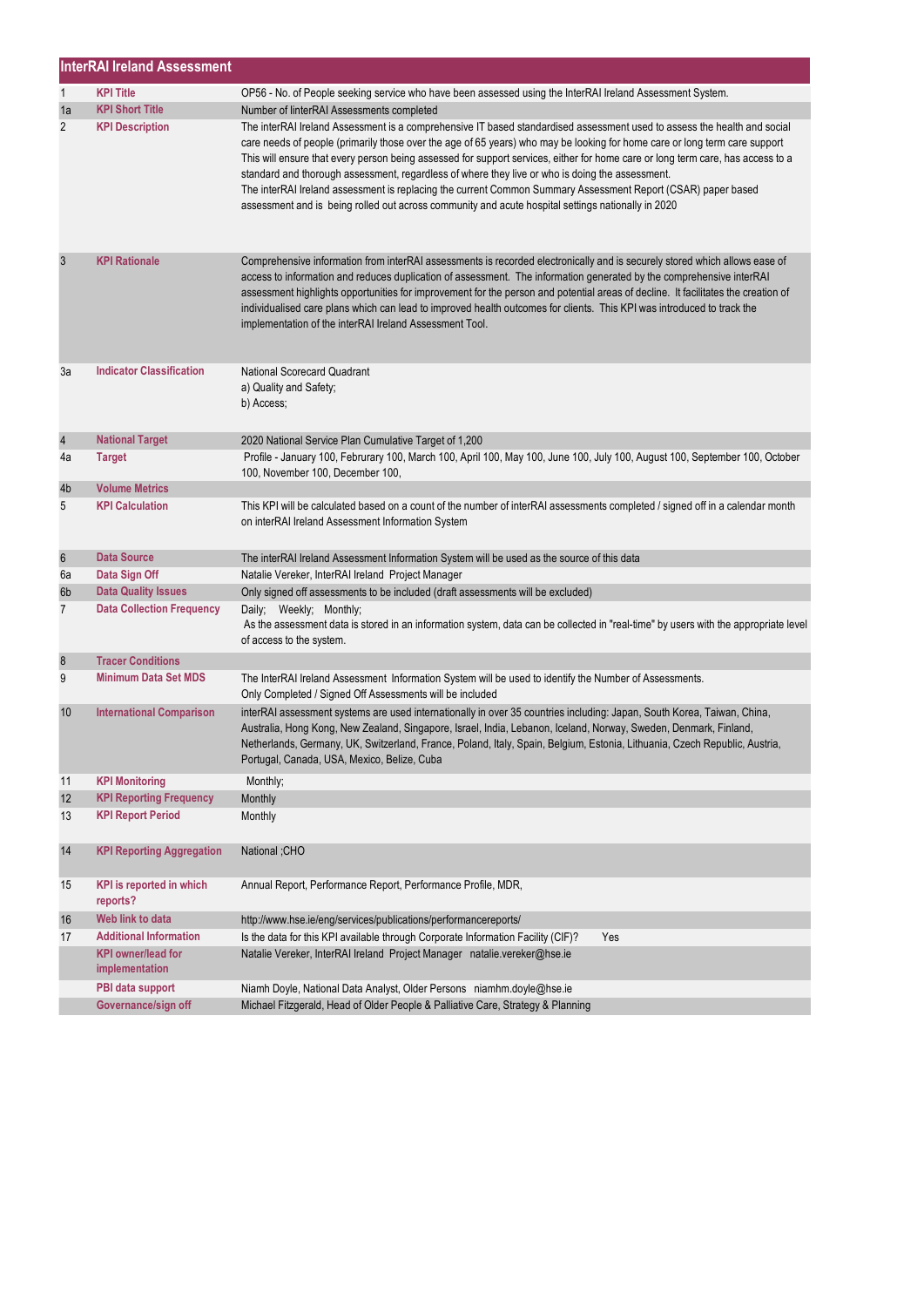## InterRAI Ireland Assessment

| | | |
|---|---|---|
| 1 | **KPI Title** | OP56 - No. of People seeking service who have been assessed using the InterRAI Ireland Assessment System. |
| 1a | **KPI Short Title** | Number of IinterRAI Assessments completed |
| 2 | **KPI Description** | The interRAI Ireland Assessment is a comprehensive IT based standardised assessment used to assess the health and social care needs of people (primarily those over the age of 65 years) who may be looking for home care or long term care support This will ensure that every person being assessed for support services, either for home care or long term care, has access to a standard and thorough assessment, regardless of where they live or who is doing the assessment. The interRAI Ireland assessment is replacing the current Common Summary Assessment Report (CSAR) paper based assessment and is being rolled out across community and acute hospital settings nationally in 2020 |
| 3 | **KPI Rationale** | Comprehensive information from interRAI assessments is recorded electronically and is securely stored which allows ease of access to information and reduces duplication of assessment. The information generated by the comprehensive interRAI assessment highlights opportunities for improvement for the person and potential areas of decline. It facilitates the creation of individualised care plans which can lead to improved health outcomes for clients. This KPI was introduced to track the implementation of the interRAI Ireland Assessment Tool. |
| 3a | **Indicator Classification** | National Scorecard Quadrant<br>a) Quality and Safety;<br>b) Access; |
| 4 | **National Target** | 2020 National Service Plan Cumulative Target of 1,200 |
| 4a | **Target** | Profile - January 100, Februrary 100, March 100, April 100, May 100, June 100, July 100, August 100, September 100, October 100, November 100, December 100, |
| 4b | **Volume Metrics** | |
| 5 | **KPI Calculation** | This KPI will be calculated based on a count of the number of interRAI assessments completed / signed off in a calendar month on interRAI Ireland Assessment Information System |
| 6 | **Data Source** | The interRAI Ireland Assessment Information System will be used as the source of this data |
| 6a | **Data Sign Off** | Natalie Vereker, InterRAI Ireland Project Manager |
| 6b | **Data Quality Issues** | Only signed off assessments to be included (draft assessments will be excluded) |
| 7 | **Data Collection Frequency** | Daily; Weekly; Monthly;<br>As the assessment data is stored in an information system, data can be collected in "real-time" by users with the appropriate level of access to the system. |
| 8 | **Tracer Conditions** | |
| 9 | **Minimum Data Set MDS** | The InterRAI Ireland Assessment Information System will be used to identify the Number of Assessments.<br>Only Completed / Signed Off Assessments will be included |
| 10 | **International Comparison** | interRAI assessment systems are used internationally in over 35 countries including: Japan, South Korea, Taiwan, China, Australia, Hong Kong, New Zealand, Singapore, Israel, India, Lebanon, Iceland, Norway, Sweden, Denmark, Finland, Netherlands, Germany, UK, Switzerland, France, Poland, Italy, Spain, Belgium, Estonia, Lithuania, Czech Republic, Austria, Portugal, Canada, USA, Mexico, Belize, Cuba |
| 11 | **KPI Monitoring** | Monthly; |
| 12 | **KPI Reporting Frequency** | Monthly |
| 13 | **KPI Report Period** | Monthly |
| 14 | **KPI Reporting Aggregation** | National ;CHO |
| 15 | **KPI is reported in which reports?** | Annual Report, Performance Report, Performance Profile, MDR, |
| 16 | **Web link to data** | http://www.hse.ie/eng/services/publications/performancereports/ |
| 17 | **Additional Information** | Is the data for this KPI available through Corporate Information Facility (CIF)? Yes |
| | **KPI owner/lead for implementation** | Natalie Vereker, InterRAI Ireland Project Manager natalie.vereker@hse.ie |
| | **PBI data support** | Niamh Doyle, National Data Analyst, Older Persons niamhm.doyle@hse.ie |
| | **Governance/sign off** | Michael Fitzgerald, Head of Older People & Palliative Care, Strategy & Planning |